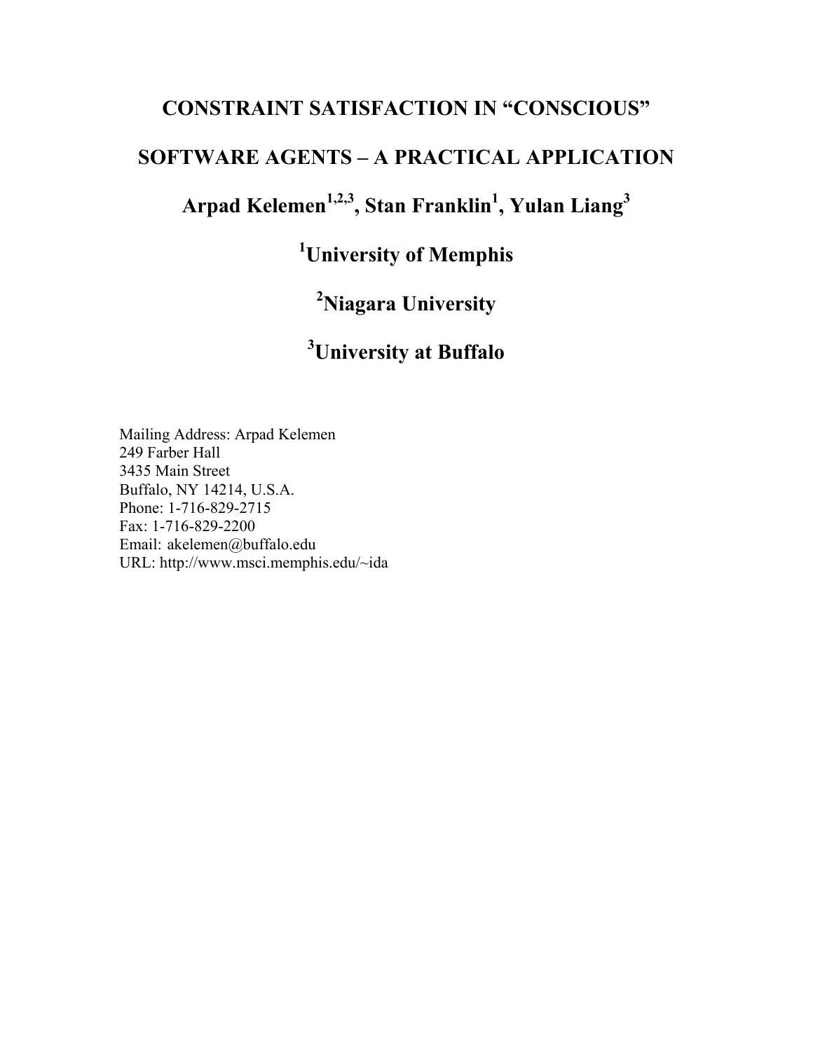# CONSTRAINT SATISFACTION IN "CONSCIOUS" SOFTWARE AGENTS – A PRACTICAL APPLICATION

## Arpad Kelemen[1,2,3], Stan Franklin[1], Yulan Liang[3]

## [1]University of Memphis

## [2]Niagara University

## [3]University at Buffalo

Mailing Address: Arpad Kelemen
249 Farber Hall
3435 Main Street
Buffalo, NY 14214, U.S.A.
Phone: 1-716-829-2715
Fax: 1-716-829-2200
Email: akelemen@buffalo.edu
URL: http://www.msci.memphis.edu/~ida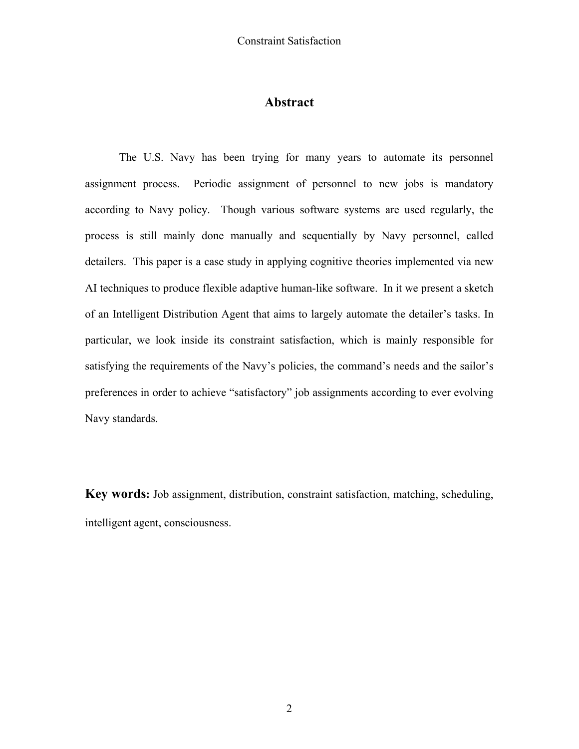## Abstract

The U.S. Navy has been trying for many years to automate its personnel assignment process. Periodic assignment of personnel to new jobs is mandatory according to Navy policy. Though various software systems are used regularly, the process is still mainly done manually and sequentially by Navy personnel, called detailers. This paper is a case study in applying cognitive theories implemented via new AI techniques to produce flexible adaptive human-like software. In it we present a sketch of an Intelligent Distribution Agent that aims to largely automate the detailer's tasks. In particular, we look inside its constraint satisfaction, which is mainly responsible for satisfying the requirements of the Navy's policies, the command's needs and the sailor's preferences in order to achieve "satisfactory" job assignments according to ever evolving Navy standards.

**Key words:** Job assignment, distribution, constraint satisfaction, matching, scheduling, intelligent agent, consciousness.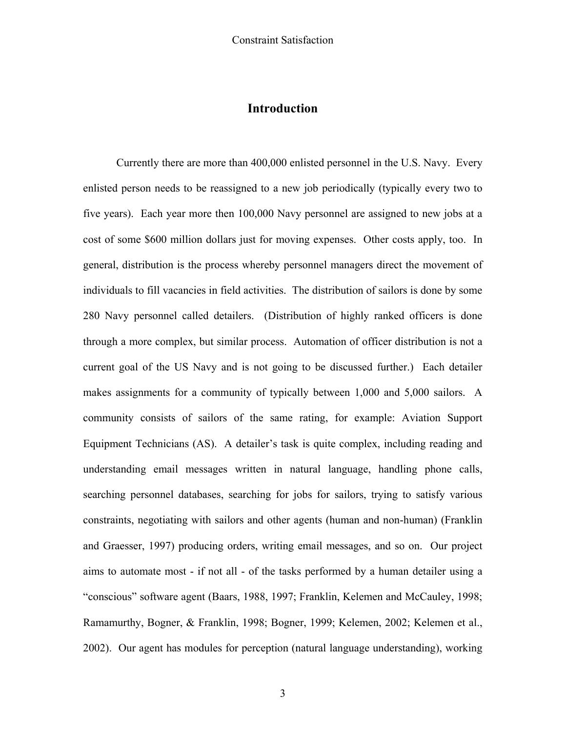# Introduction

Currently there are more than 400,000 enlisted personnel in the U.S. Navy. Every enlisted person needs to be reassigned to a new job periodically (typically every two to five years). Each year more then 100,000 Navy personnel are assigned to new jobs at a cost of some $600 million dollars just for moving expenses. Other costs apply, too. In general, distribution is the process whereby personnel managers direct the movement of individuals to fill vacancies in field activities. The distribution of sailors is done by some 280 Navy personnel called detailers. (Distribution of highly ranked officers is done through a more complex, but similar process. Automation of officer distribution is not a current goal of the US Navy and is not going to be discussed further.) Each detailer makes assignments for a community of typically between 1,000 and 5,000 sailors. A community consists of sailors of the same rating, for example: Aviation Support Equipment Technicians (AS). A detailer's task is quite complex, including reading and understanding email messages written in natural language, handling phone calls, searching personnel databases, searching for jobs for sailors, trying to satisfy various constraints, negotiating with sailors and other agents (human and non-human) (Franklin and Graesser, 1997) producing orders, writing email messages, and so on. Our project aims to automate most - if not all - of the tasks performed by a human detailer using a "conscious" software agent (Baars, 1988, 1997; Franklin, Kelemen and McCauley, 1998; Ramamurthy, Bogner, & Franklin, 1998; Bogner, 1999; Kelemen, 2002; Kelemen et al., 2002). Our agent has modules for perception (natural language understanding), working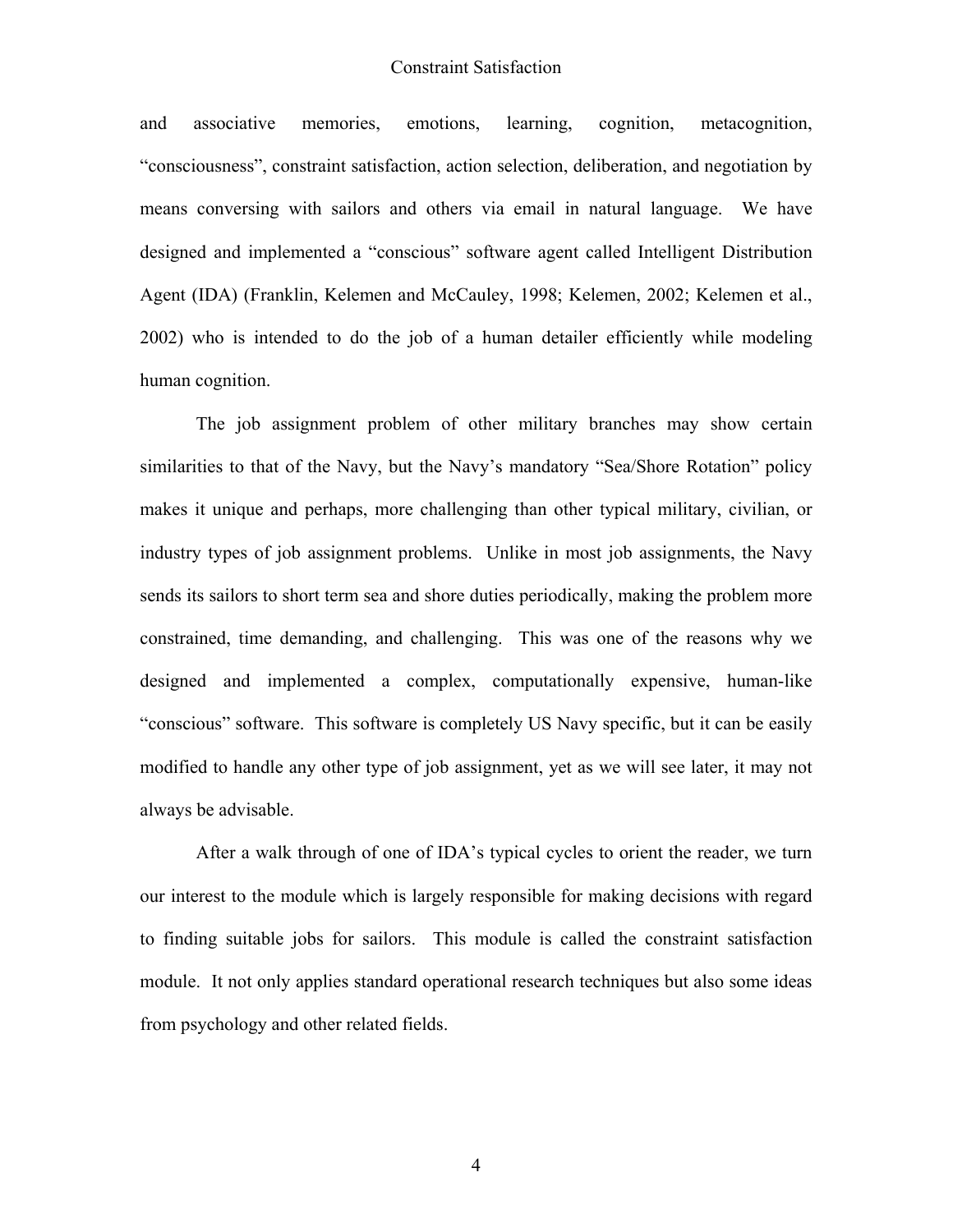and associative memories, emotions, learning, cognition, metacognition, “consciousness”, constraint satisfaction, action selection, deliberation, and negotiation by means conversing with sailors and others via email in natural language. We have designed and implemented a “conscious” software agent called Intelligent Distribution Agent (IDA) (Franklin, Kelemen and McCauley, 1998; Kelemen, 2002; Kelemen et al., 2002) who is intended to do the job of a human detailer efficiently while modeling human cognition.

The job assignment problem of other military branches may show certain similarities to that of the Navy, but the Navy’s mandatory “Sea/Shore Rotation” policy makes it unique and perhaps, more challenging than other typical military, civilian, or industry types of job assignment problems. Unlike in most job assignments, the Navy sends its sailors to short term sea and shore duties periodically, making the problem more constrained, time demanding, and challenging. This was one of the reasons why we designed and implemented a complex, computationally expensive, human-like “conscious” software. This software is completely US Navy specific, but it can be easily modified to handle any other type of job assignment, yet as we will see later, it may not always be advisable.

After a walk through of one of IDA’s typical cycles to orient the reader, we turn our interest to the module which is largely responsible for making decisions with regard to finding suitable jobs for sailors. This module is called the constraint satisfaction module. It not only applies standard operational research techniques but also some ideas from psychology and other related fields.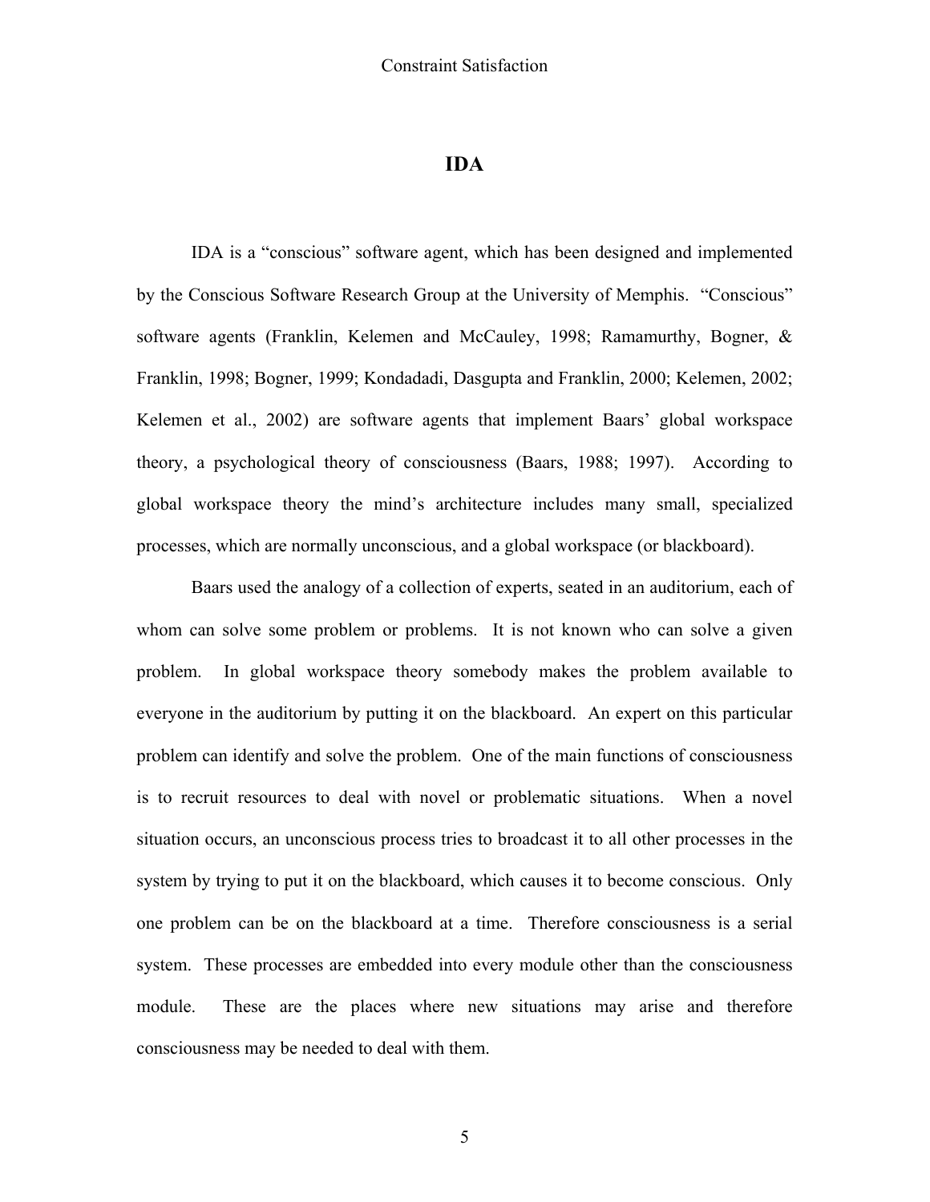# IDA

IDA is a "conscious" software agent, which has been designed and implemented by the Conscious Software Research Group at the University of Memphis. "Conscious" software agents (Franklin, Kelemen and McCauley, 1998; Ramamurthy, Bogner, & Franklin, 1998; Bogner, 1999; Kondadadi, Dasgupta and Franklin, 2000; Kelemen, 2002; Kelemen et al., 2002) are software agents that implement Baars' global workspace theory, a psychological theory of consciousness (Baars, 1988; 1997). According to global workspace theory the mind's architecture includes many small, specialized processes, which are normally unconscious, and a global workspace (or blackboard).

Baars used the analogy of a collection of experts, seated in an auditorium, each of whom can solve some problem or problems. It is not known who can solve a given problem. In global workspace theory somebody makes the problem available to everyone in the auditorium by putting it on the blackboard. An expert on this particular problem can identify and solve the problem. One of the main functions of consciousness is to recruit resources to deal with novel or problematic situations. When a novel situation occurs, an unconscious process tries to broadcast it to all other processes in the system by trying to put it on the blackboard, which causes it to become conscious. Only one problem can be on the blackboard at a time. Therefore consciousness is a serial system. These processes are embedded into every module other than the consciousness module. These are the places where new situations may arise and therefore consciousness may be needed to deal with them.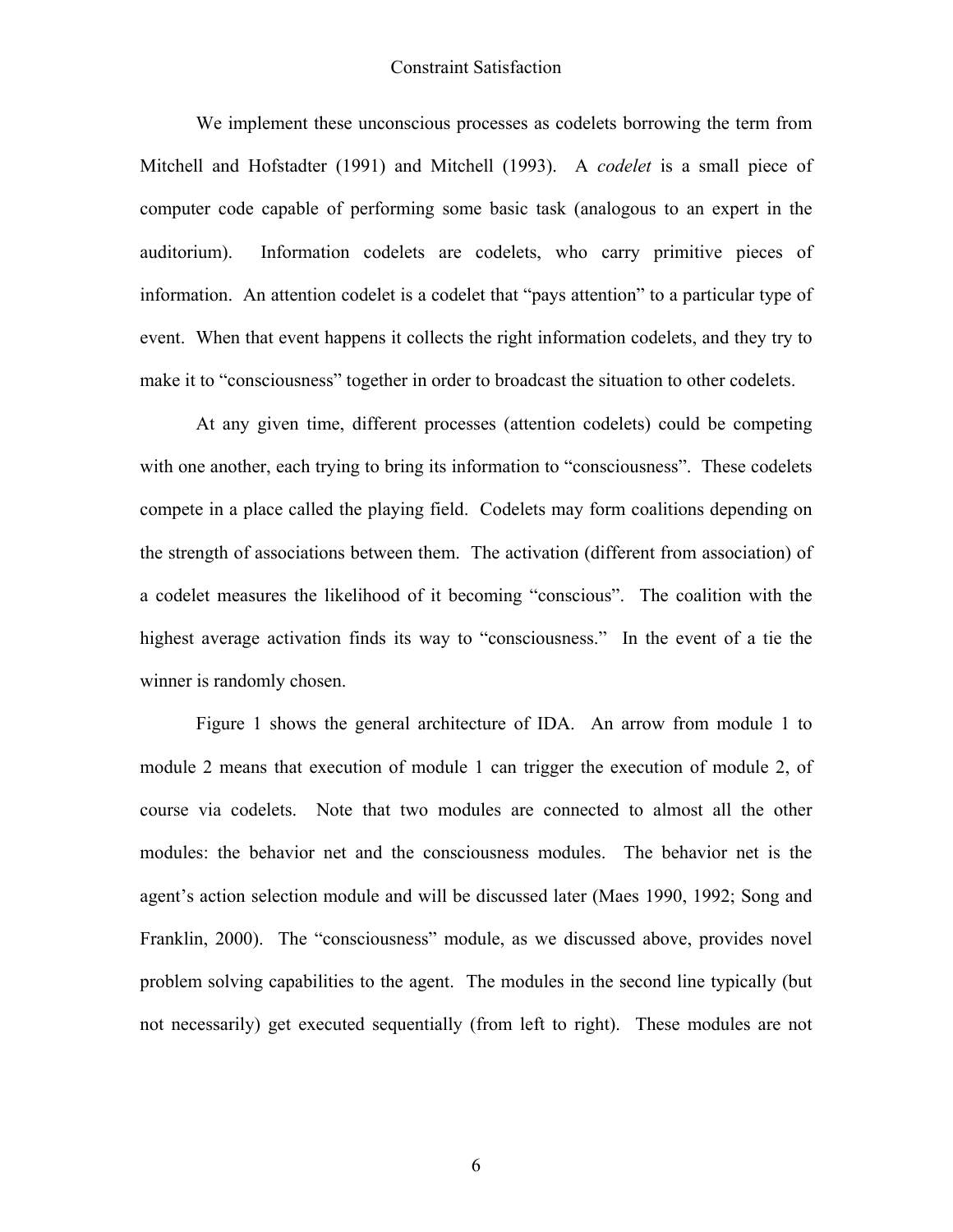We implement these unconscious processes as codelets borrowing the term from Mitchell and Hofstadter (1991) and Mitchell (1993). A *codelet* is a small piece of computer code capable of performing some basic task (analogous to an expert in the auditorium). Information codelets are codelets, who carry primitive pieces of information. An attention codelet is a codelet that "pays attention" to a particular type of event. When that event happens it collects the right information codelets, and they try to make it to "consciousness" together in order to broadcast the situation to other codelets.

At any given time, different processes (attention codelets) could be competing with one another, each trying to bring its information to "consciousness". These codelets compete in a place called the playing field. Codelets may form coalitions depending on the strength of associations between them. The activation (different from association) of a codelet measures the likelihood of it becoming "conscious". The coalition with the highest average activation finds its way to "consciousness." In the event of a tie the winner is randomly chosen.

Figure 1 shows the general architecture of IDA. An arrow from module 1 to module 2 means that execution of module 1 can trigger the execution of module 2, of course via codelets. Note that two modules are connected to almost all the other modules: the behavior net and the consciousness modules. The behavior net is the agent's action selection module and will be discussed later (Maes 1990, 1992; Song and Franklin, 2000). The "consciousness" module, as we discussed above, provides novel problem solving capabilities to the agent. The modules in the second line typically (but not necessarily) get executed sequentially (from left to right). These modules are not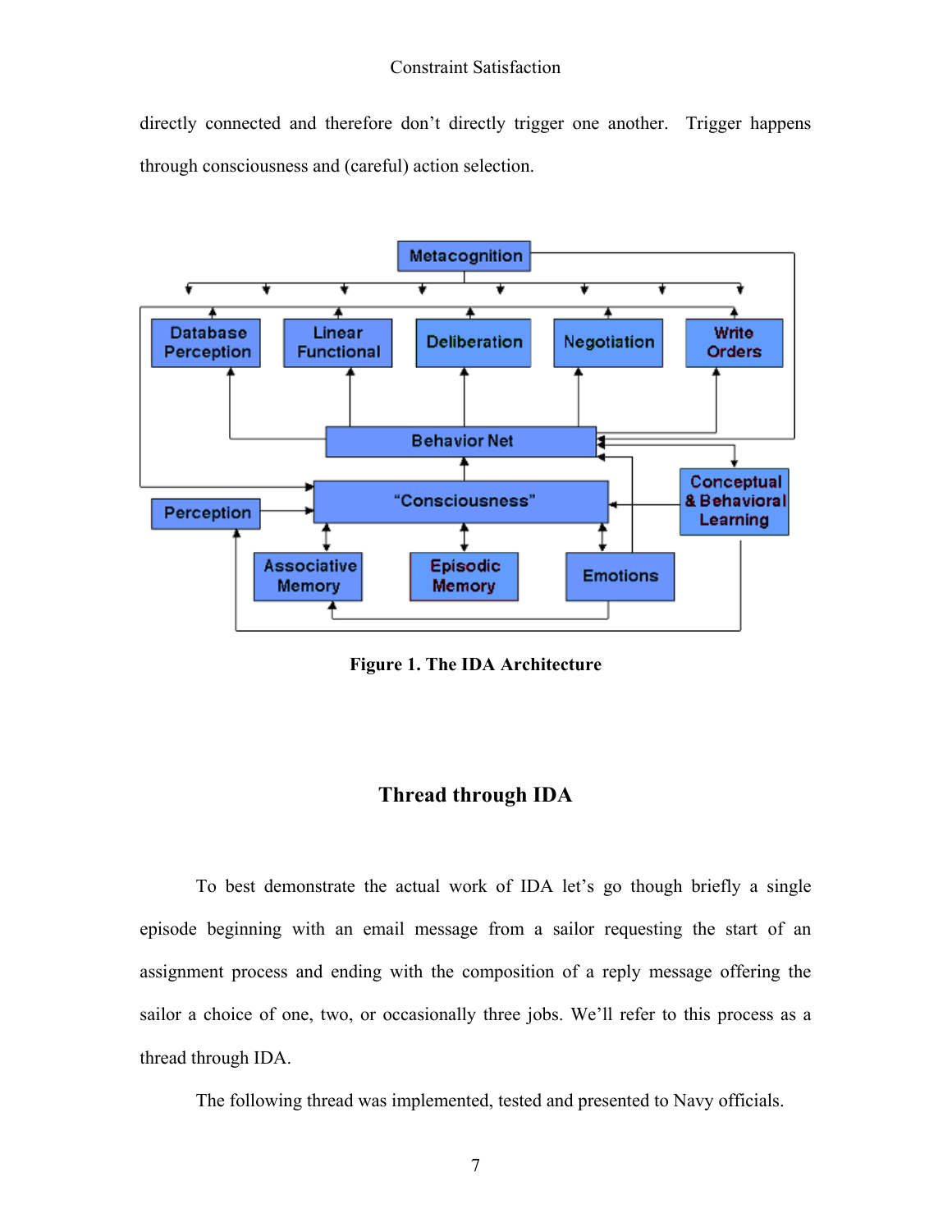directly connected and therefore don't directly trigger one another. Trigger happens through consciousness and (careful) action selection.

**Figure 1. The IDA Architecture**

## Thread through IDA

To best demonstrate the actual work of IDA let's go though briefly a single episode beginning with an email message from a sailor requesting the start of an assignment process and ending with the composition of a reply message offering the sailor a choice of one, two, or occasionally three jobs. We'll refer to this process as a thread through IDA.

The following thread was implemented, tested and presented to Navy officials.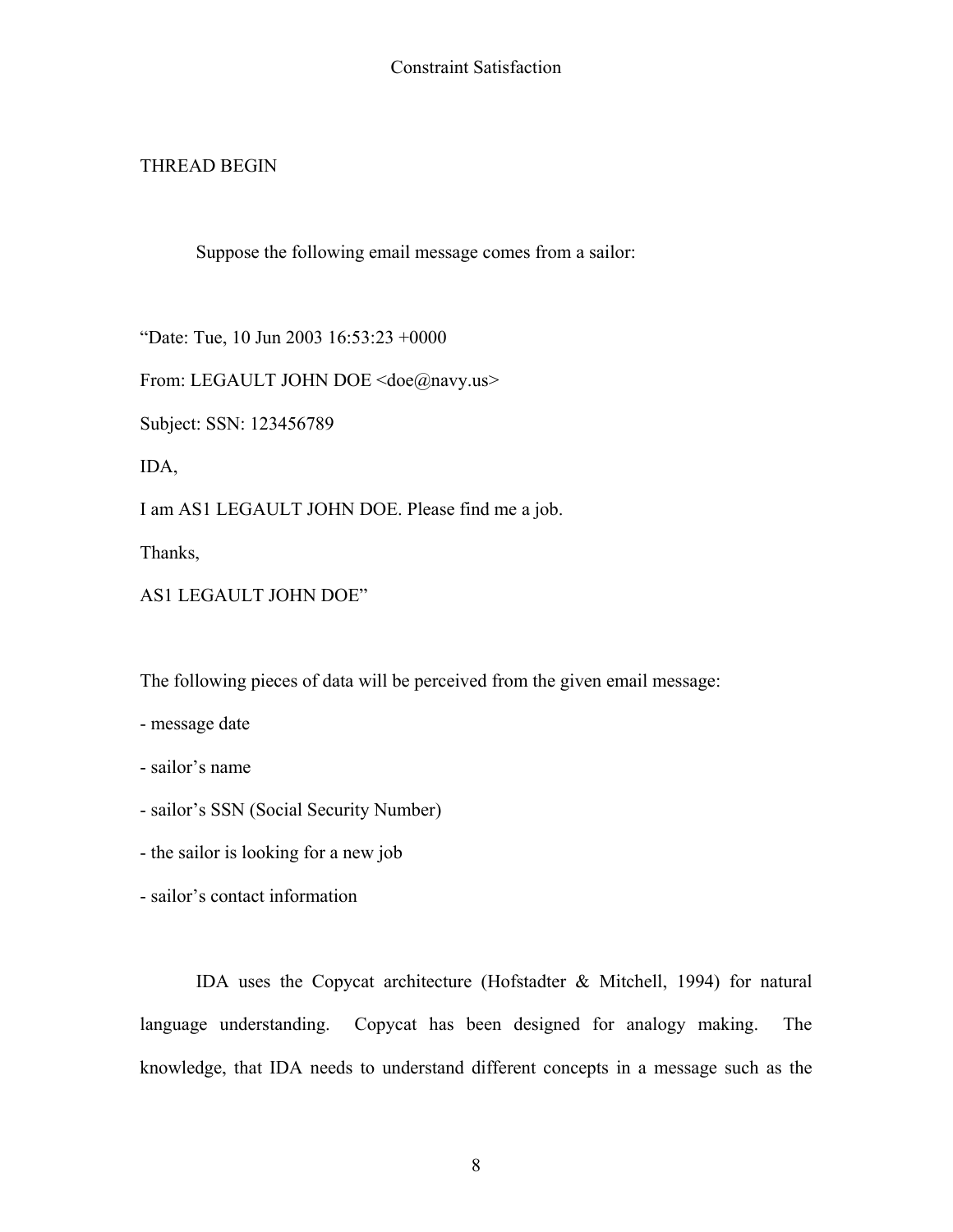THREAD BEGIN

Suppose the following email message comes from a sailor:

"Date: Tue, 10 Jun 2003 16:53:23 +0000

From: LEGAULT JOHN DOE <doe@navy.us>

Subject: SSN: 123456789

IDA,

I am AS1 LEGAULT JOHN DOE. Please find me a job.

Thanks,

AS1 LEGAULT JOHN DOE"

The following pieces of data will be perceived from the given email message:

- message date
- sailor's name
- sailor's SSN (Social Security Number)
- the sailor is looking for a new job
- sailor's contact information

IDA uses the Copycat architecture (Hofstadter & Mitchell, 1994) for natural language understanding. Copycat has been designed for analogy making. The knowledge, that IDA needs to understand different concepts in a message such as the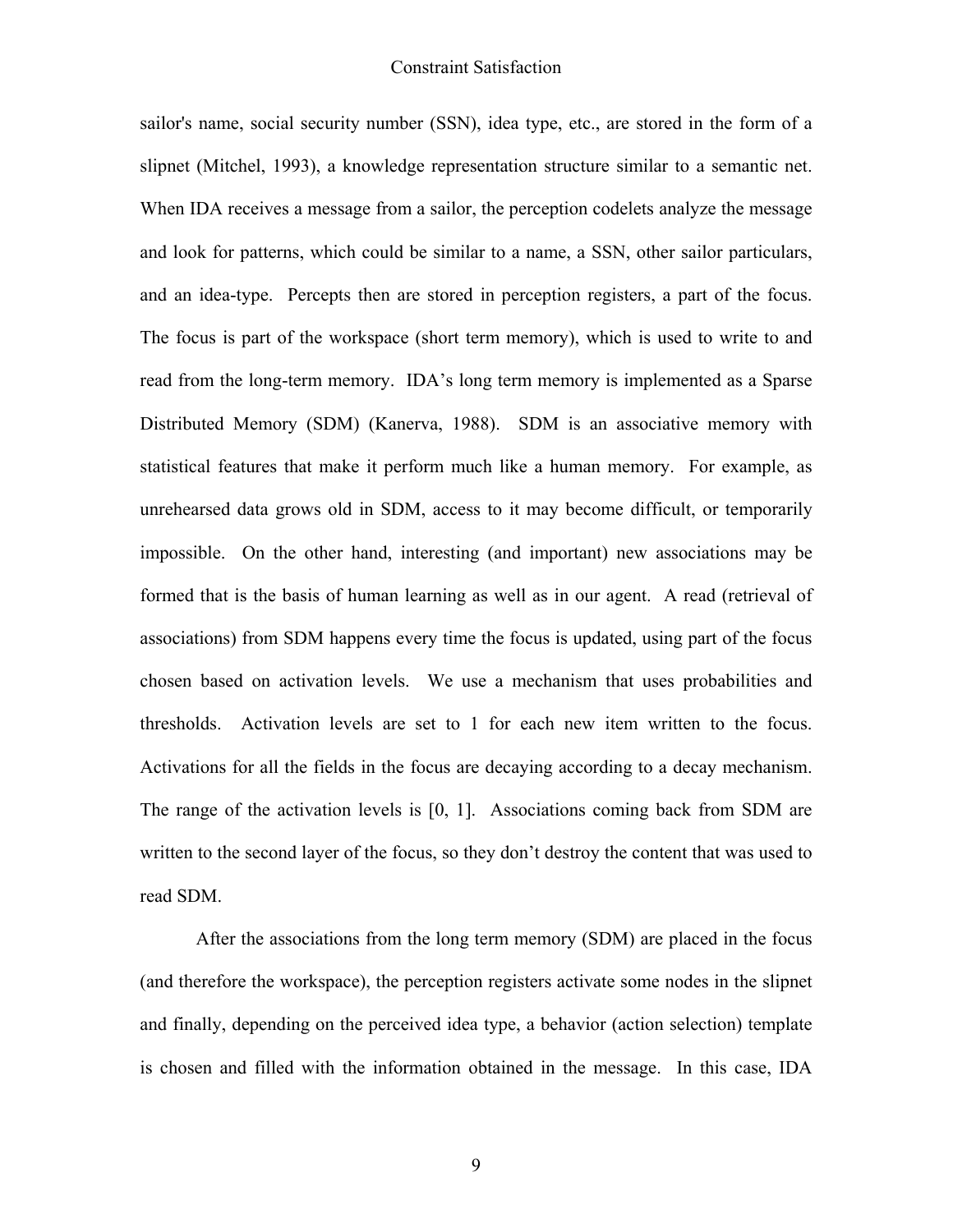sailor's name, social security number (SSN), idea type, etc., are stored in the form of a slipnet (Mitchel, 1993), a knowledge representation structure similar to a semantic net. When IDA receives a message from a sailor, the perception codelets analyze the message and look for patterns, which could be similar to a name, a SSN, other sailor particulars, and an idea-type. Percepts then are stored in perception registers, a part of the focus. The focus is part of the workspace (short term memory), which is used to write to and read from the long-term memory. IDA's long term memory is implemented as a Sparse Distributed Memory (SDM) (Kanerva, 1988). SDM is an associative memory with statistical features that make it perform much like a human memory. For example, as unrehearsed data grows old in SDM, access to it may become difficult, or temporarily impossible. On the other hand, interesting (and important) new associations may be formed that is the basis of human learning as well as in our agent. A read (retrieval of associations) from SDM happens every time the focus is updated, using part of the focus chosen based on activation levels. We use a mechanism that uses probabilities and thresholds. Activation levels are set to 1 for each new item written to the focus. Activations for all the fields in the focus are decaying according to a decay mechanism. The range of the activation levels is [0, 1]. Associations coming back from SDM are written to the second layer of the focus, so they don't destroy the content that was used to read SDM.

After the associations from the long term memory (SDM) are placed in the focus (and therefore the workspace), the perception registers activate some nodes in the slipnet and finally, depending on the perceived idea type, a behavior (action selection) template is chosen and filled with the information obtained in the message. In this case, IDA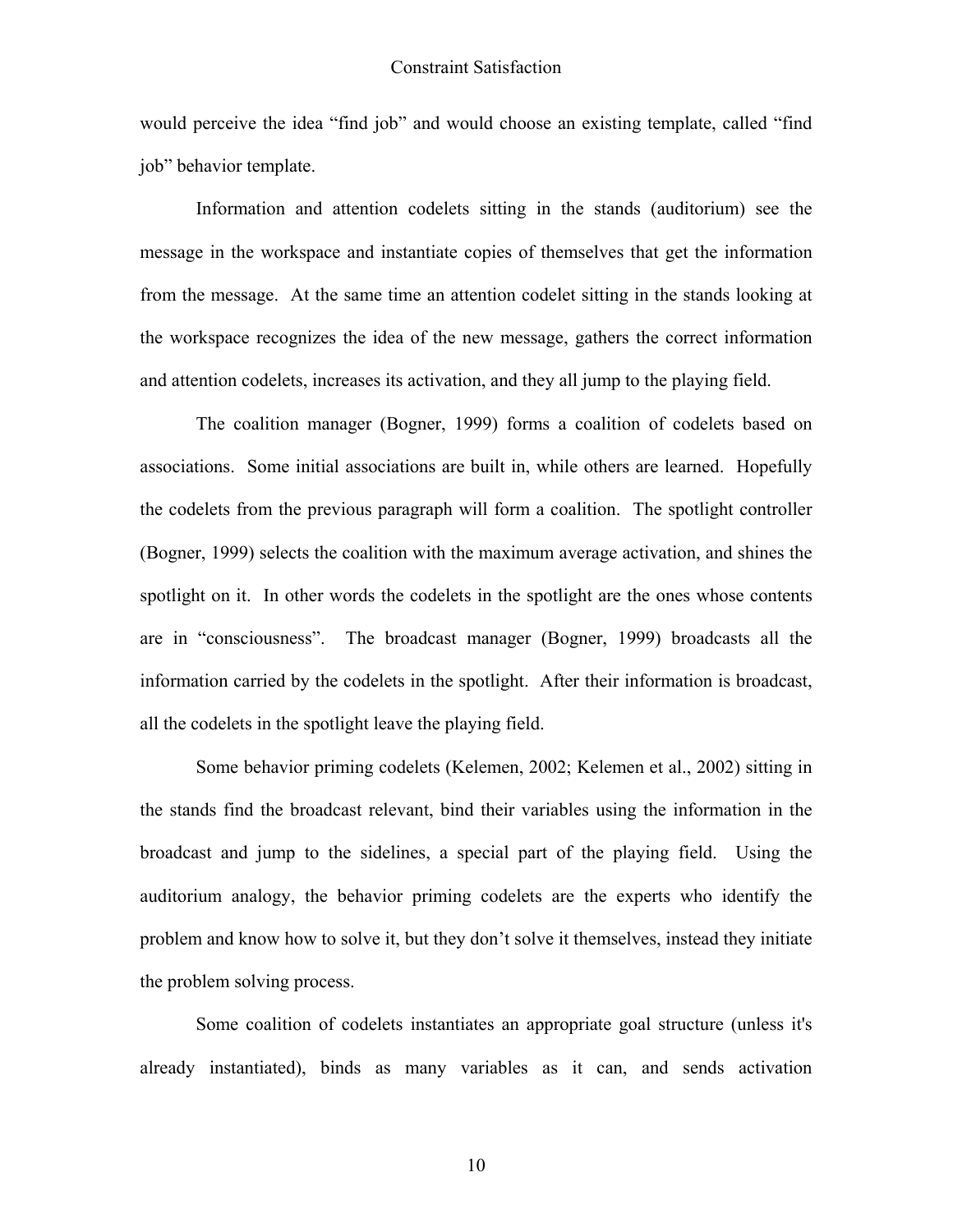would perceive the idea "find job" and would choose an existing template, called "find job" behavior template.

Information and attention codelets sitting in the stands (auditorium) see the message in the workspace and instantiate copies of themselves that get the information from the message. At the same time an attention codelet sitting in the stands looking at the workspace recognizes the idea of the new message, gathers the correct information and attention codelets, increases its activation, and they all jump to the playing field.

The coalition manager (Bogner, 1999) forms a coalition of codelets based on associations. Some initial associations are built in, while others are learned. Hopefully the codelets from the previous paragraph will form a coalition. The spotlight controller (Bogner, 1999) selects the coalition with the maximum average activation, and shines the spotlight on it. In other words the codelets in the spotlight are the ones whose contents are in "consciousness". The broadcast manager (Bogner, 1999) broadcasts all the information carried by the codelets in the spotlight. After their information is broadcast, all the codelets in the spotlight leave the playing field.

Some behavior priming codelets (Kelemen, 2002; Kelemen et al., 2002) sitting in the stands find the broadcast relevant, bind their variables using the information in the broadcast and jump to the sidelines, a special part of the playing field. Using the auditorium analogy, the behavior priming codelets are the experts who identify the problem and know how to solve it, but they don't solve it themselves, instead they initiate the problem solving process.

Some coalition of codelets instantiates an appropriate goal structure (unless it's already instantiated), binds as many variables as it can, and sends activation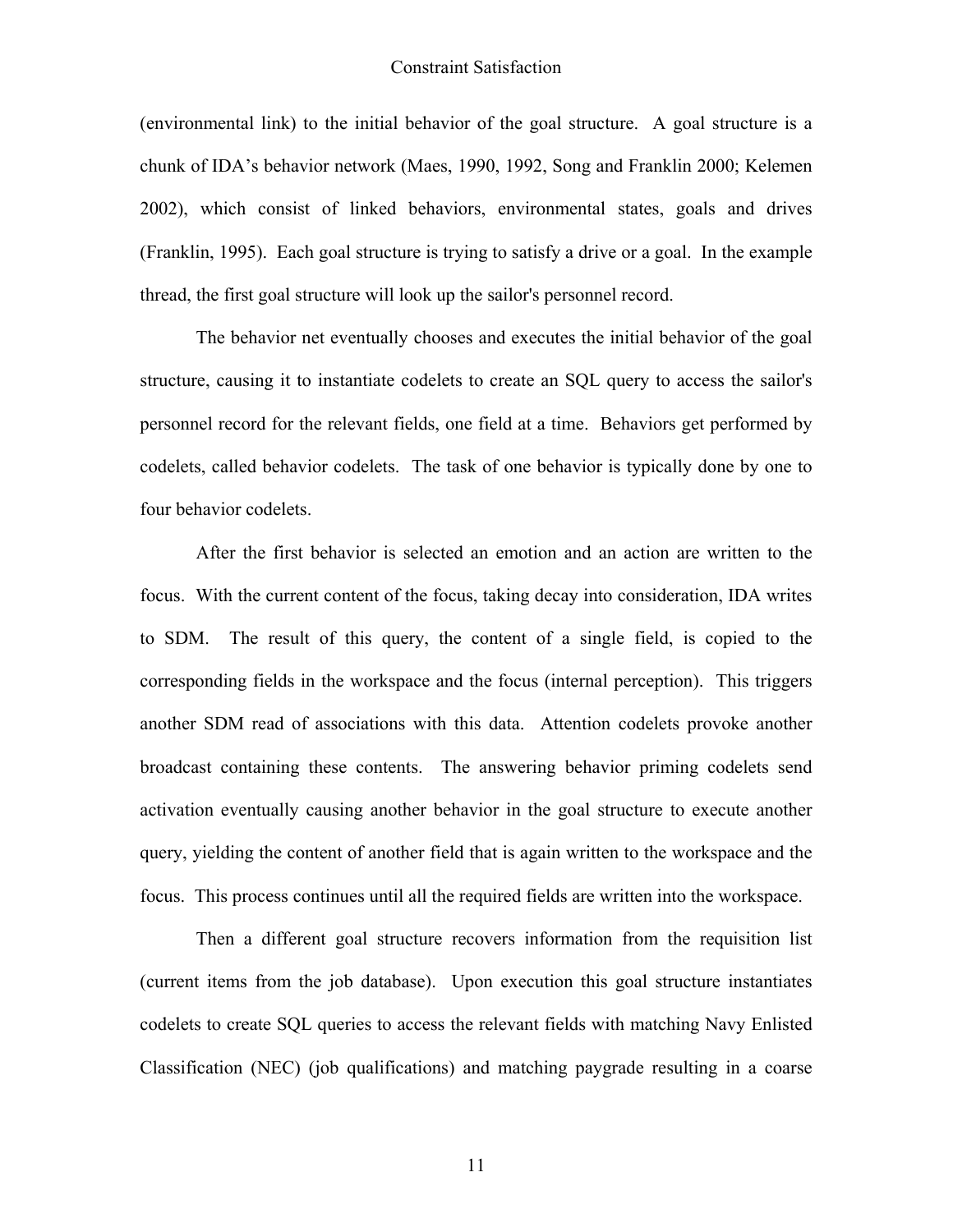(environmental link) to the initial behavior of the goal structure. A goal structure is a chunk of IDA's behavior network (Maes, 1990, 1992, Song and Franklin 2000; Kelemen 2002), which consist of linked behaviors, environmental states, goals and drives (Franklin, 1995). Each goal structure is trying to satisfy a drive or a goal. In the example thread, the first goal structure will look up the sailor's personnel record.

The behavior net eventually chooses and executes the initial behavior of the goal structure, causing it to instantiate codelets to create an SQL query to access the sailor's personnel record for the relevant fields, one field at a time. Behaviors get performed by codelets, called behavior codelets. The task of one behavior is typically done by one to four behavior codelets.

After the first behavior is selected an emotion and an action are written to the focus. With the current content of the focus, taking decay into consideration, IDA writes to SDM. The result of this query, the content of a single field, is copied to the corresponding fields in the workspace and the focus (internal perception). This triggers another SDM read of associations with this data. Attention codelets provoke another broadcast containing these contents. The answering behavior priming codelets send activation eventually causing another behavior in the goal structure to execute another query, yielding the content of another field that is again written to the workspace and the focus. This process continues until all the required fields are written into the workspace.

Then a different goal structure recovers information from the requisition list (current items from the job database). Upon execution this goal structure instantiates codelets to create SQL queries to access the relevant fields with matching Navy Enlisted Classification (NEC) (job qualifications) and matching paygrade resulting in a coarse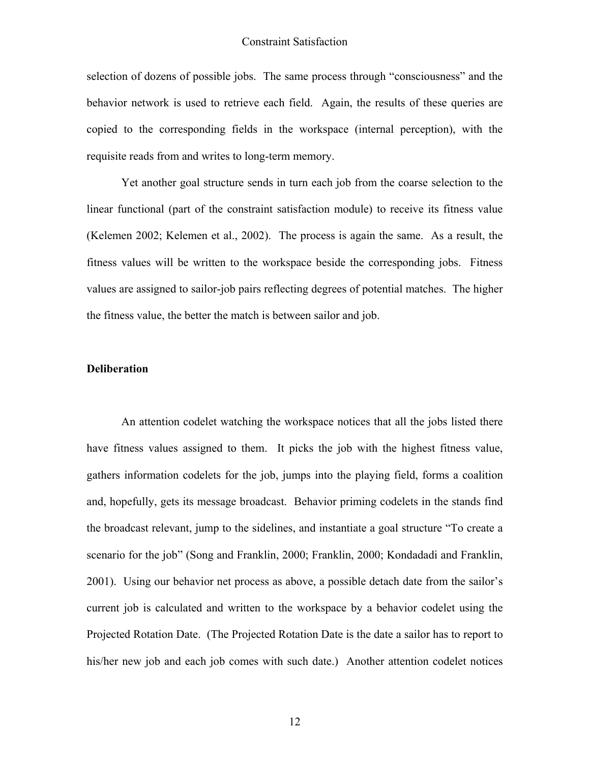selection of dozens of possible jobs. The same process through "consciousness" and the behavior network is used to retrieve each field. Again, the results of these queries are copied to the corresponding fields in the workspace (internal perception), with the requisite reads from and writes to long-term memory.

Yet another goal structure sends in turn each job from the coarse selection to the linear functional (part of the constraint satisfaction module) to receive its fitness value (Kelemen 2002; Kelemen et al., 2002). The process is again the same. As a result, the fitness values will be written to the workspace beside the corresponding jobs. Fitness values are assigned to sailor-job pairs reflecting degrees of potential matches. The higher the fitness value, the better the match is between sailor and job.

### Deliberation

An attention codelet watching the workspace notices that all the jobs listed there have fitness values assigned to them. It picks the job with the highest fitness value, gathers information codelets for the job, jumps into the playing field, forms a coalition and, hopefully, gets its message broadcast. Behavior priming codelets in the stands find the broadcast relevant, jump to the sidelines, and instantiate a goal structure "To create a scenario for the job" (Song and Franklin, 2000; Franklin, 2000; Kondadadi and Franklin, 2001). Using our behavior net process as above, a possible detach date from the sailor's current job is calculated and written to the workspace by a behavior codelet using the Projected Rotation Date. (The Projected Rotation Date is the date a sailor has to report to his/her new job and each job comes with such date.) Another attention codelet notices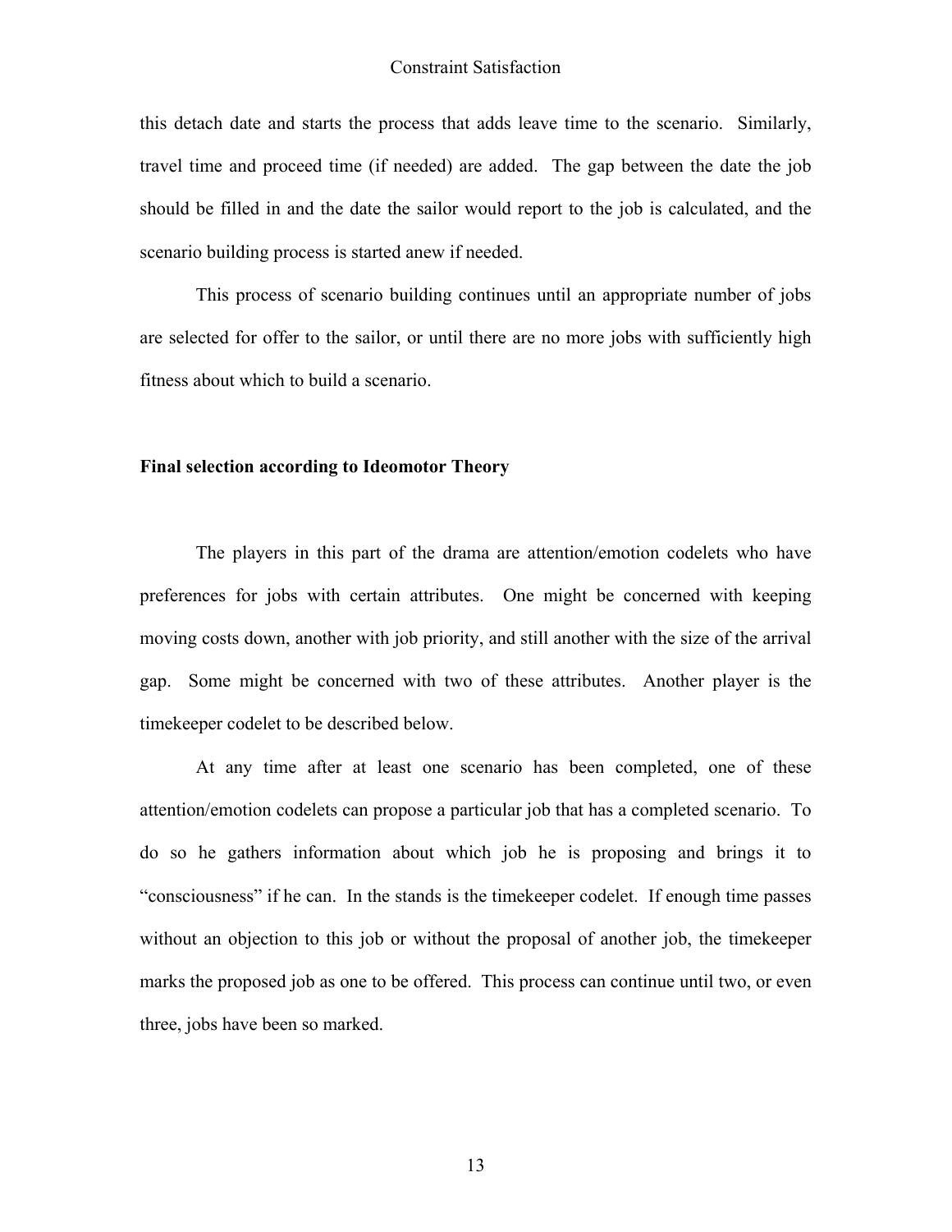this detach date and starts the process that adds leave time to the scenario. Similarly, travel time and proceed time (if needed) are added. The gap between the date the job should be filled in and the date the sailor would report to the job is calculated, and the scenario building process is started anew if needed.

This process of scenario building continues until an appropriate number of jobs are selected for offer to the sailor, or until there are no more jobs with sufficiently high fitness about which to build a scenario.

**Final selection according to Ideomotor Theory**

The players in this part of the drama are attention/emotion codelets who have preferences for jobs with certain attributes. One might be concerned with keeping moving costs down, another with job priority, and still another with the size of the arrival gap. Some might be concerned with two of these attributes. Another player is the timekeeper codelet to be described below.

At any time after at least one scenario has been completed, one of these attention/emotion codelets can propose a particular job that has a completed scenario. To do so he gathers information about which job he is proposing and brings it to "consciousness" if he can. In the stands is the timekeeper codelet. If enough time passes without an objection to this job or without the proposal of another job, the timekeeper marks the proposed job as one to be offered. This process can continue until two, or even three, jobs have been so marked.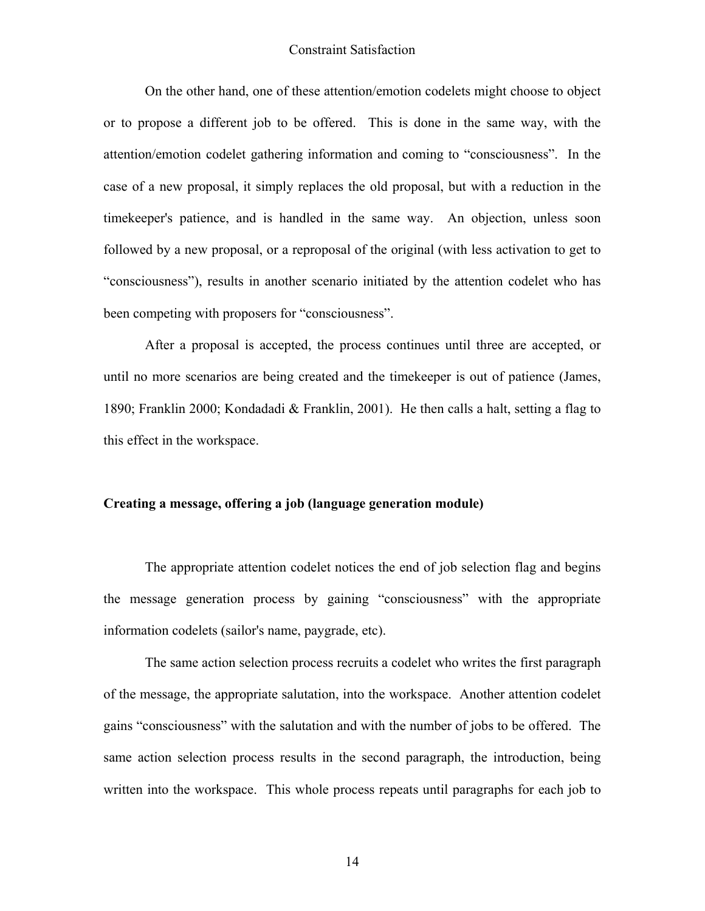On the other hand, one of these attention/emotion codelets might choose to object or to propose a different job to be offered. This is done in the same way, with the attention/emotion codelet gathering information and coming to “consciousness”. In the case of a new proposal, it simply replaces the old proposal, but with a reduction in the timekeeper's patience, and is handled in the same way. An objection, unless soon followed by a new proposal, or a reproposal of the original (with less activation to get to “consciousness”), results in another scenario initiated by the attention codelet who has been competing with proposers for “consciousness”.

After a proposal is accepted, the process continues until three are accepted, or until no more scenarios are being created and the timekeeper is out of patience (James, 1890; Franklin 2000; Kondadadi & Franklin, 2001). He then calls a halt, setting a flag to this effect in the workspace.

### Creating a message, offering a job (language generation module)

The appropriate attention codelet notices the end of job selection flag and begins the message generation process by gaining “consciousness” with the appropriate information codelets (sailor's name, paygrade, etc).

The same action selection process recruits a codelet who writes the first paragraph of the message, the appropriate salutation, into the workspace. Another attention codelet gains “consciousness” with the salutation and with the number of jobs to be offered. The same action selection process results in the second paragraph, the introduction, being written into the workspace. This whole process repeats until paragraphs for each job to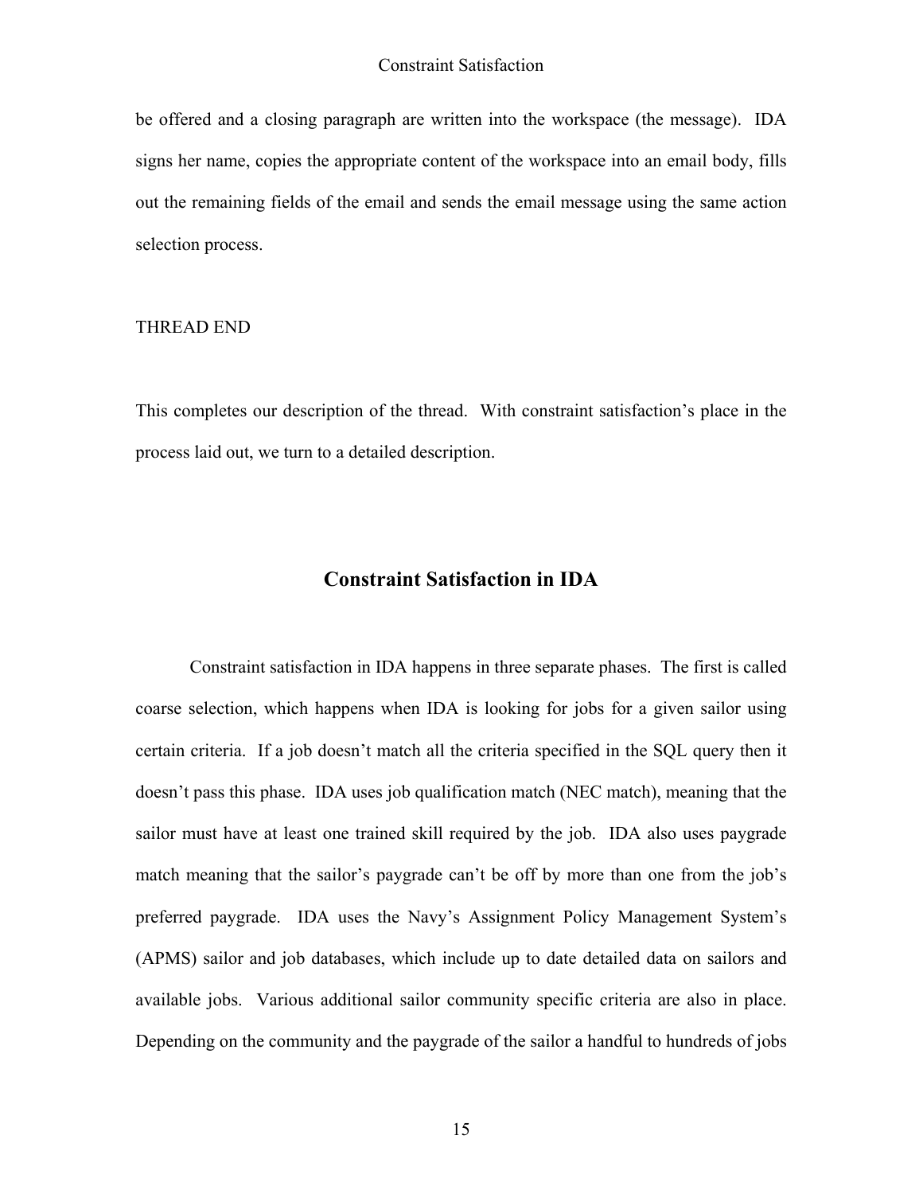be offered and a closing paragraph are written into the workspace (the message). IDA signs her name, copies the appropriate content of the workspace into an email body, fills out the remaining fields of the email and sends the email message using the same action selection process.

THREAD END

This completes our description of the thread. With constraint satisfaction's place in the process laid out, we turn to a detailed description.

## Constraint Satisfaction in IDA

Constraint satisfaction in IDA happens in three separate phases. The first is called coarse selection, which happens when IDA is looking for jobs for a given sailor using certain criteria. If a job doesn't match all the criteria specified in the SQL query then it doesn't pass this phase. IDA uses job qualification match (NEC match), meaning that the sailor must have at least one trained skill required by the job. IDA also uses paygrade match meaning that the sailor's paygrade can't be off by more than one from the job's preferred paygrade. IDA uses the Navy's Assignment Policy Management System's (APMS) sailor and job databases, which include up to date detailed data on sailors and available jobs. Various additional sailor community specific criteria are also in place. Depending on the community and the paygrade of the sailor a handful to hundreds of jobs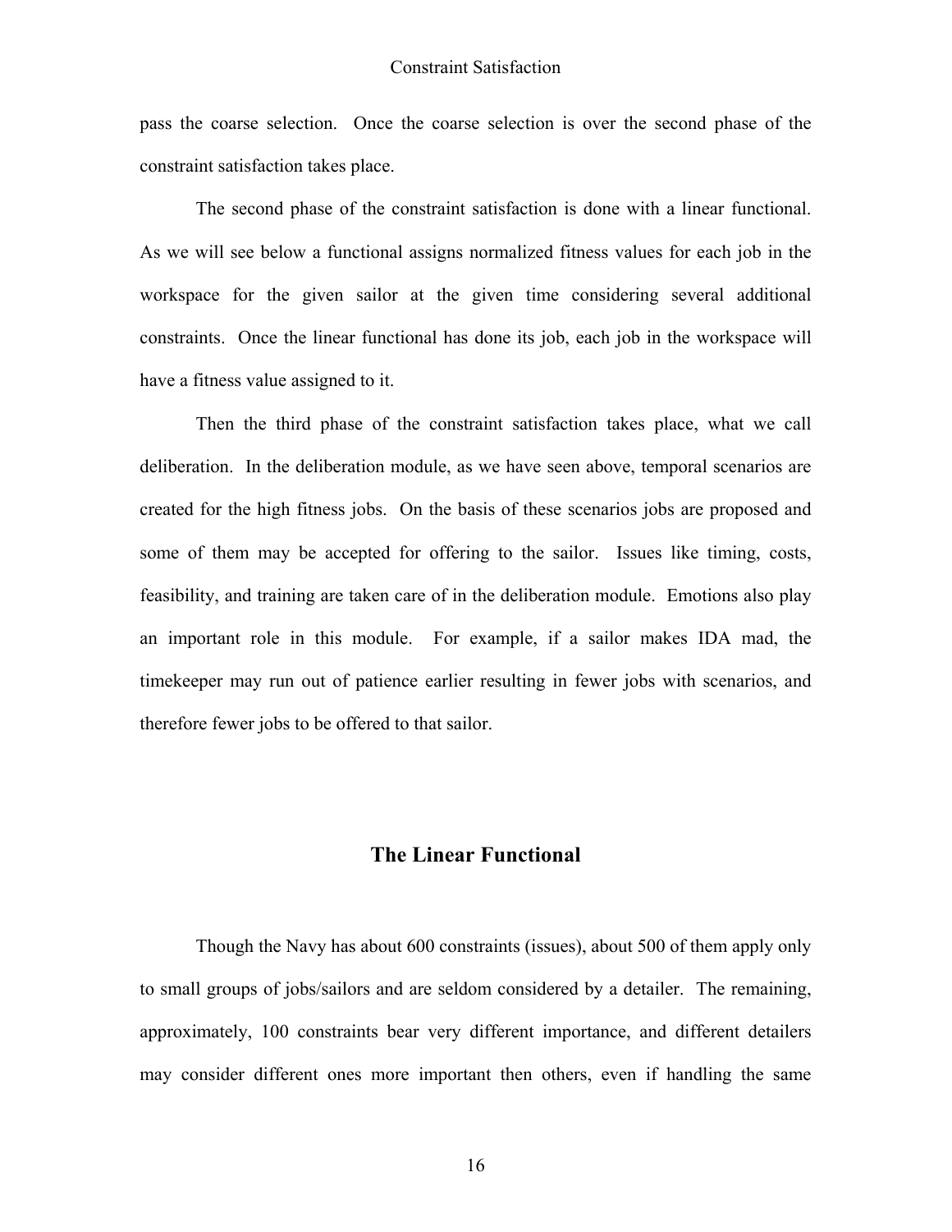pass the coarse selection. Once the coarse selection is over the second phase of the constraint satisfaction takes place.

The second phase of the constraint satisfaction is done with a linear functional. As we will see below a functional assigns normalized fitness values for each job in the workspace for the given sailor at the given time considering several additional constraints. Once the linear functional has done its job, each job in the workspace will have a fitness value assigned to it.

Then the third phase of the constraint satisfaction takes place, what we call deliberation. In the deliberation module, as we have seen above, temporal scenarios are created for the high fitness jobs. On the basis of these scenarios jobs are proposed and some of them may be accepted for offering to the sailor. Issues like timing, costs, feasibility, and training are taken care of in the deliberation module. Emotions also play an important role in this module. For example, if a sailor makes IDA mad, the timekeeper may run out of patience earlier resulting in fewer jobs with scenarios, and therefore fewer jobs to be offered to that sailor.

## The Linear Functional

Though the Navy has about 600 constraints (issues), about 500 of them apply only to small groups of jobs/sailors and are seldom considered by a detailer. The remaining, approximately, 100 constraints bear very different importance, and different detailers may consider different ones more important then others, even if handling the same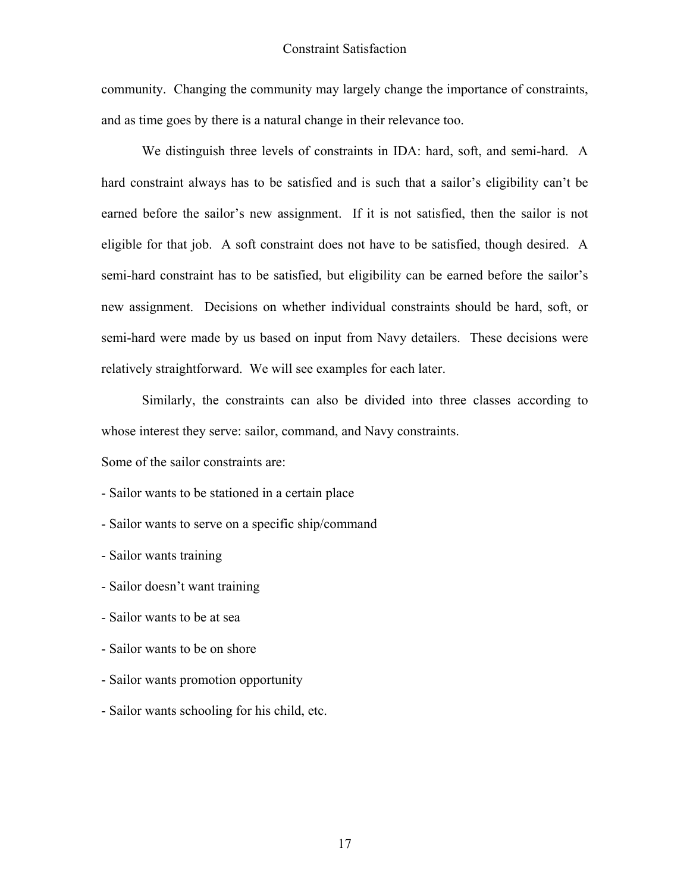community. Changing the community may largely change the importance of constraints, and as time goes by there is a natural change in their relevance too.

We distinguish three levels of constraints in IDA: hard, soft, and semi-hard. A hard constraint always has to be satisfied and is such that a sailor's eligibility can't be earned before the sailor's new assignment. If it is not satisfied, then the sailor is not eligible for that job. A soft constraint does not have to be satisfied, though desired. A semi-hard constraint has to be satisfied, but eligibility can be earned before the sailor's new assignment. Decisions on whether individual constraints should be hard, soft, or semi-hard were made by us based on input from Navy detailers. These decisions were relatively straightforward. We will see examples for each later.

Similarly, the constraints can also be divided into three classes according to whose interest they serve: sailor, command, and Navy constraints.

Some of the sailor constraints are:

- Sailor wants to be stationed in a certain place
- Sailor wants to serve on a specific ship/command
- Sailor wants training
- Sailor doesn't want training
- Sailor wants to be at sea
- Sailor wants to be on shore
- Sailor wants promotion opportunity
- Sailor wants schooling for his child, etc.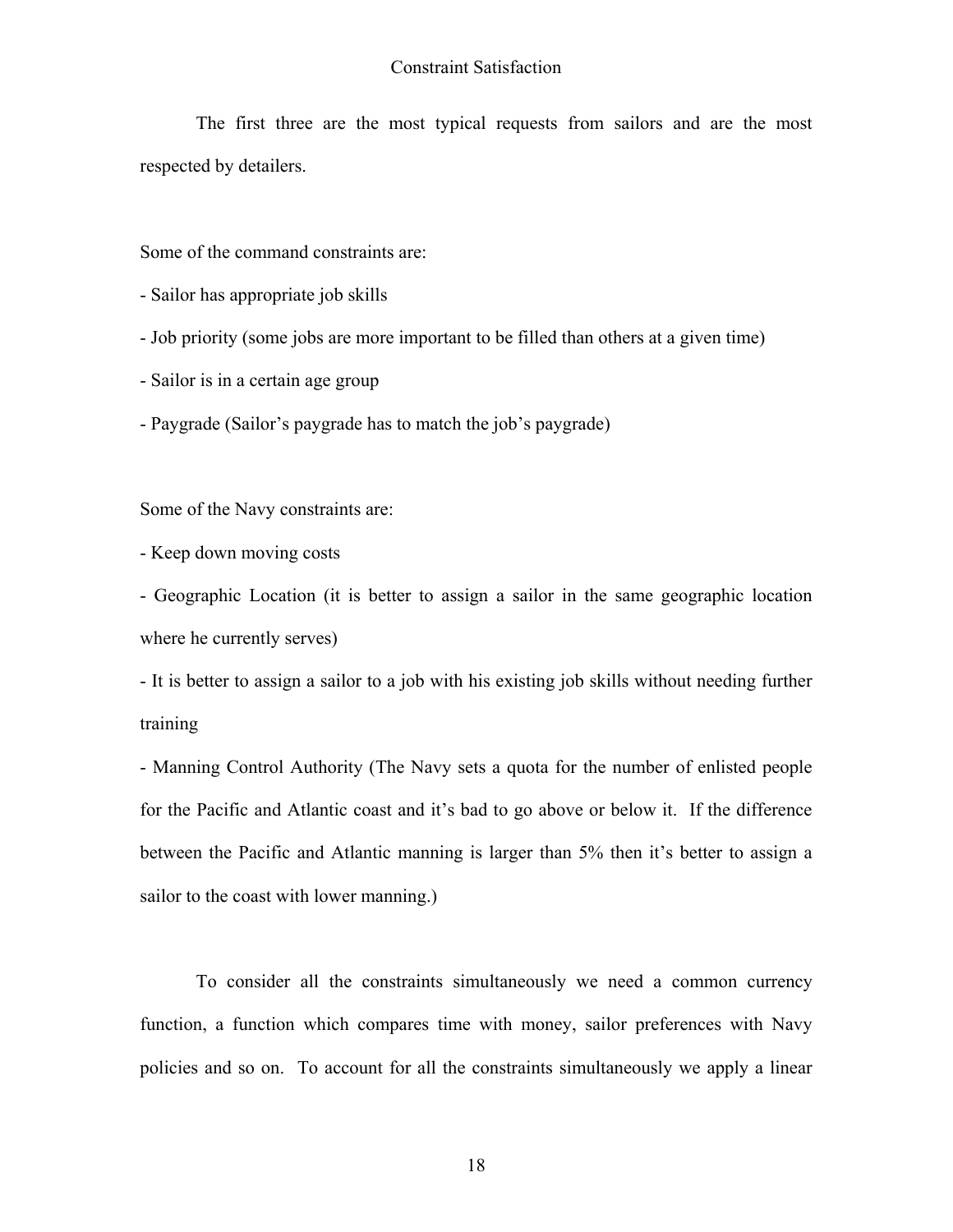The first three are the most typical requests from sailors and are the most respected by detailers.

Some of the command constraints are:

- Sailor has appropriate job skills
- Job priority (some jobs are more important to be filled than others at a given time)
- Sailor is in a certain age group
- Paygrade (Sailor's paygrade has to match the job's paygrade)

Some of the Navy constraints are:

- Keep down moving costs
- Geographic Location (it is better to assign a sailor in the same geographic location where he currently serves)
- It is better to assign a sailor to a job with his existing job skills without needing further training
- Manning Control Authority (The Navy sets a quota for the number of enlisted people for the Pacific and Atlantic coast and it's bad to go above or below it. If the difference between the Pacific and Atlantic manning is larger than 5% then it's better to assign a sailor to the coast with lower manning.)

To consider all the constraints simultaneously we need a common currency function, a function which compares time with money, sailor preferences with Navy policies and so on. To account for all the constraints simultaneously we apply a linear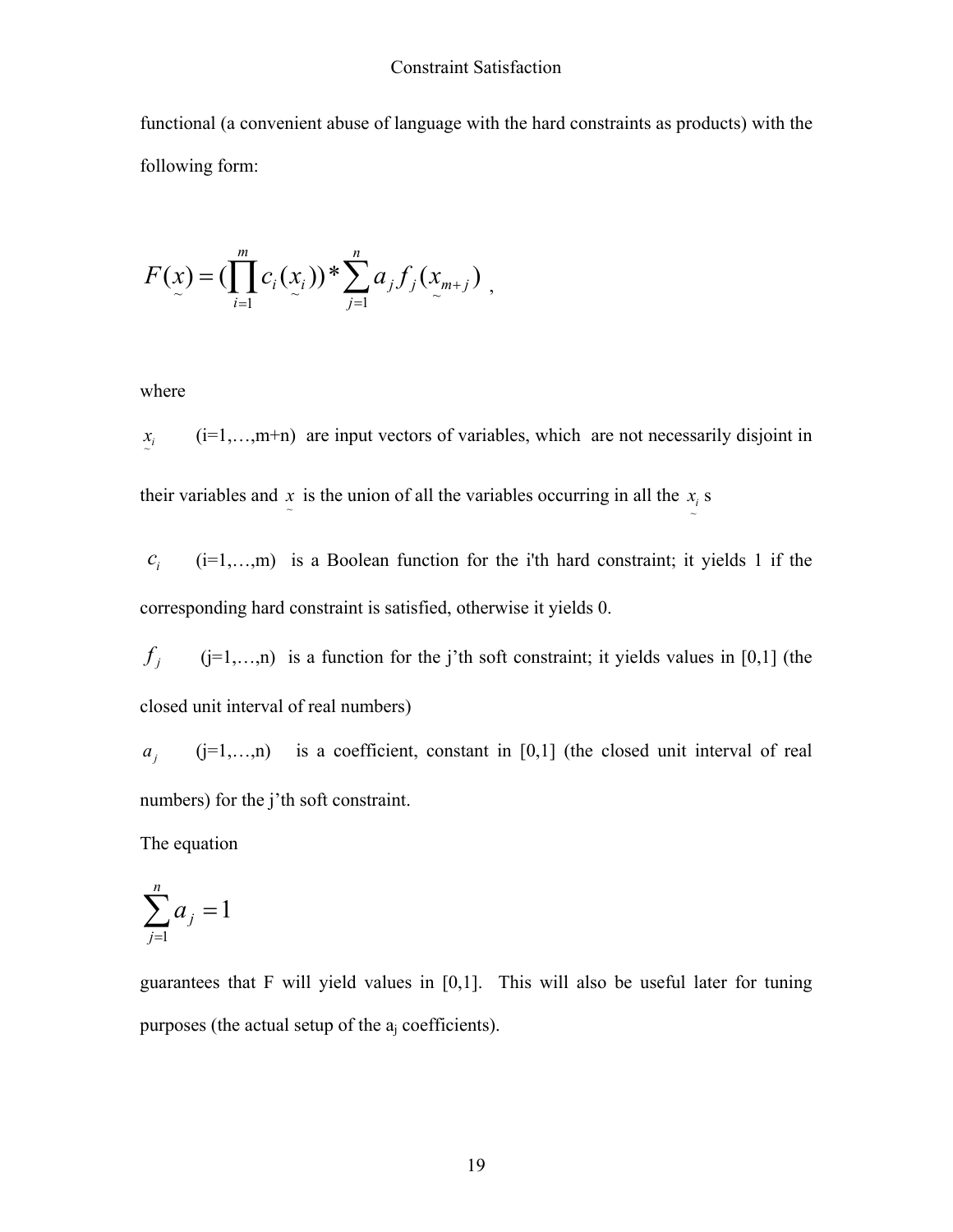functional (a convenient abuse of language with the hard constraints as products) with the following form:

$$F(\underset{\sim}{x}) = (\prod_{i=1}^{m} c_i(\underset{\sim}{x_i})) * \sum_{j=1}^{n} a_j f_j(\underset{\sim}{x_{m+j}}) ,$$

where

$\underset{\sim}{x_i}$ (i=1,…,m+n) are input vectors of variables, which are not necessarily disjoint in their variables and $\underset{\sim}{x}$ is the union of all the variables occurring in all the $\underset{\sim}{x_i}$ s

$c_i$ (i=1,…,m) is a Boolean function for the i'th hard constraint; it yields 1 if the corresponding hard constraint is satisfied, otherwise it yields 0.

$f_j$ (j=1,…,n) is a function for the j'th soft constraint; it yields values in [0,1] (the closed unit interval of real numbers)

$a_j$ (j=1,…,n) is a coefficient, constant in [0,1] (the closed unit interval of real numbers) for the j'th soft constraint.

The equation

$$\sum_{j=1}^{n} a_j = 1$$

guarantees that F will yield values in [0,1]. This will also be useful later for tuning purposes (the actual setup of the $a_j$ coefficients).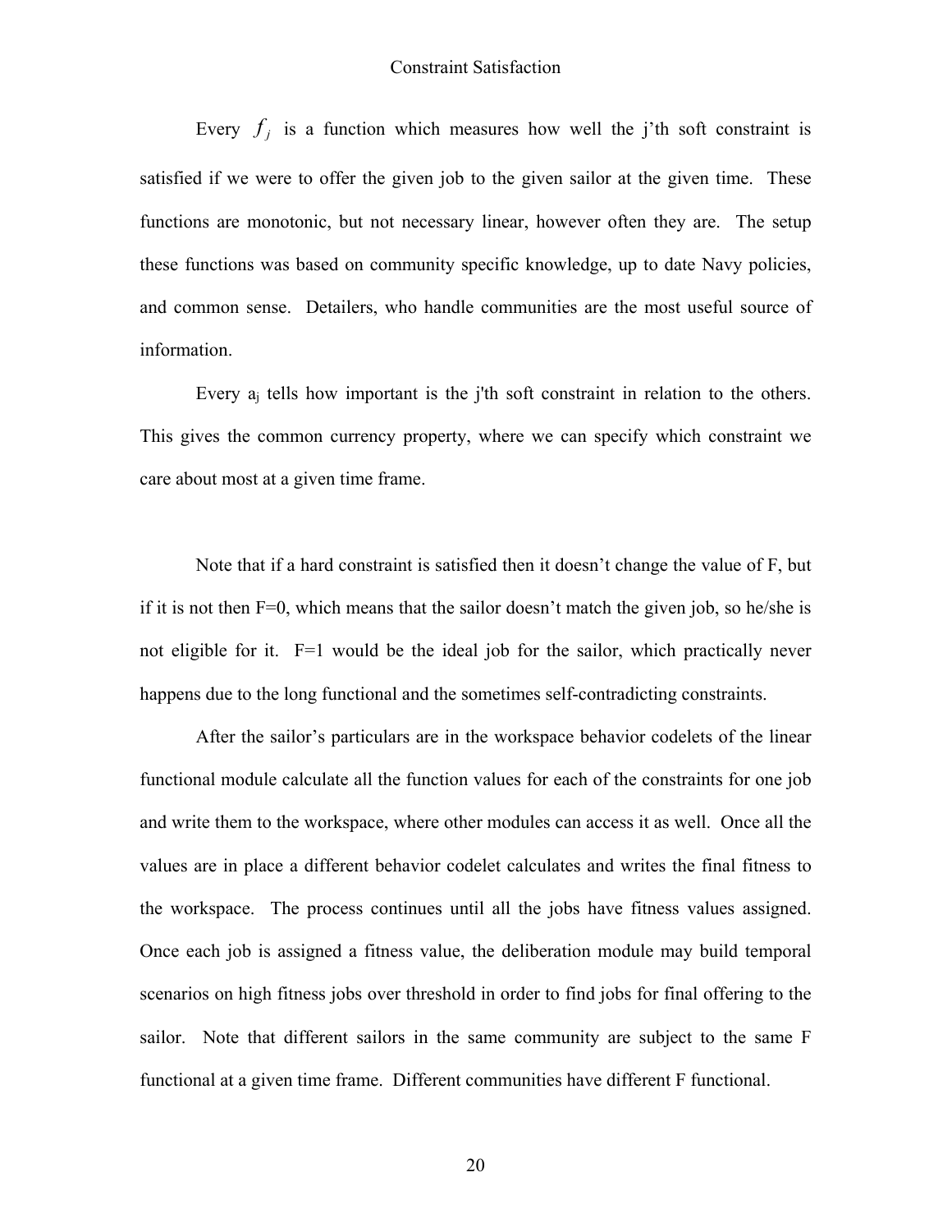Every $f_j$ is a function which measures how well the j'th soft constraint is satisfied if we were to offer the given job to the given sailor at the given time. These functions are monotonic, but not necessary linear, however often they are. The setup these functions was based on community specific knowledge, up to date Navy policies, and common sense. Detailers, who handle communities are the most useful source of information.

Every $a_j$ tells how important is the j'th soft constraint in relation to the others. This gives the common currency property, where we can specify which constraint we care about most at a given time frame.

Note that if a hard constraint is satisfied then it doesn't change the value of F, but if it is not then F=0, which means that the sailor doesn't match the given job, so he/she is not eligible for it. F=1 would be the ideal job for the sailor, which practically never happens due to the long functional and the sometimes self-contradicting constraints.

After the sailor's particulars are in the workspace behavior codelets of the linear functional module calculate all the function values for each of the constraints for one job and write them to the workspace, where other modules can access it as well. Once all the values are in place a different behavior codelet calculates and writes the final fitness to the workspace. The process continues until all the jobs have fitness values assigned. Once each job is assigned a fitness value, the deliberation module may build temporal scenarios on high fitness jobs over threshold in order to find jobs for final offering to the sailor. Note that different sailors in the same community are subject to the same F functional at a given time frame. Different communities have different F functional.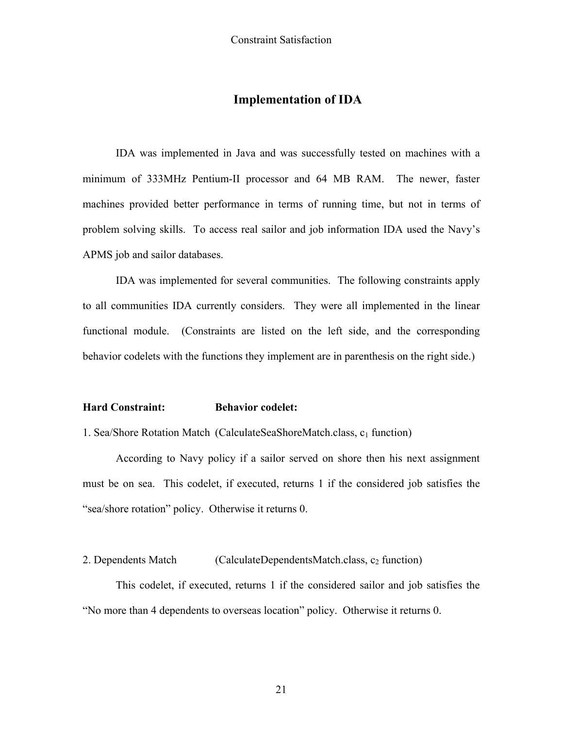## Implementation of IDA

IDA was implemented in Java and was successfully tested on machines with a minimum of 333MHz Pentium-II processor and 64 MB RAM. The newer, faster machines provided better performance in terms of running time, but not in terms of problem solving skills. To access real sailor and job information IDA used the Navy's APMS job and sailor databases.

IDA was implemented for several communities. The following constraints apply to all communities IDA currently considers. They were all implemented in the linear functional module. (Constraints are listed on the left side, and the corresponding behavior codelets with the functions they implement are in parenthesis on the right side.)

**Hard Constraint:** **Behavior codelet:**

1. Sea/Shore Rotation Match (CalculateSeaShoreMatch.class, $c_1$ function)

According to Navy policy if a sailor served on shore then his next assignment must be on sea. This codelet, if executed, returns 1 if the considered job satisfies the "sea/shore rotation" policy. Otherwise it returns 0.

2. Dependents Match (CalculateDependentsMatch.class, $c_2$ function)

This codelet, if executed, returns 1 if the considered sailor and job satisfies the "No more than 4 dependents to overseas location" policy. Otherwise it returns 0.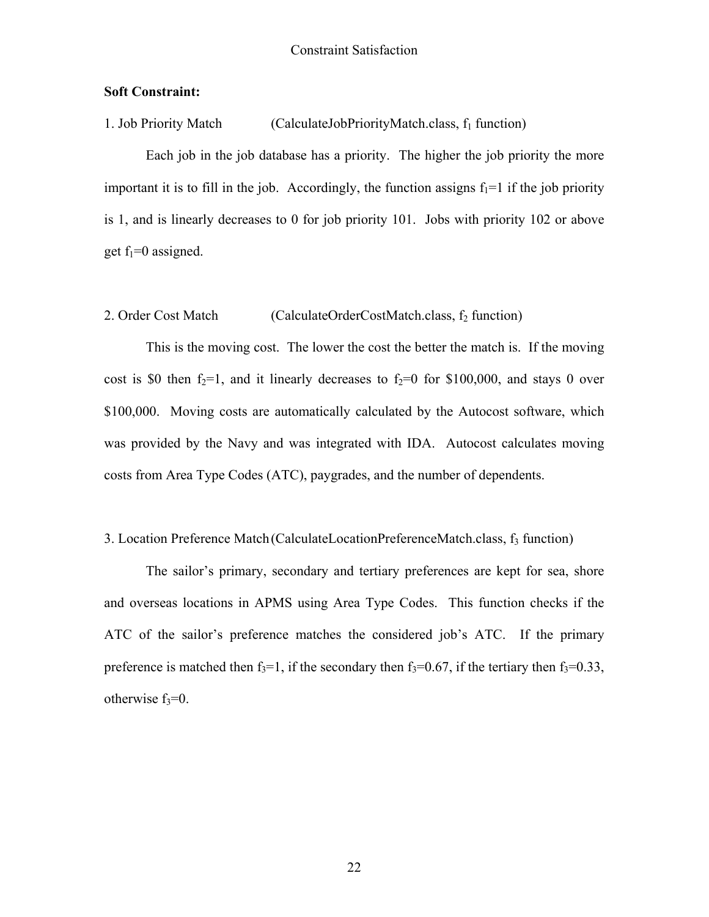**Soft Constraint:**

1. Job Priority Match (CalculateJobPriorityMatch.class, $f_1$ function)

Each job in the job database has a priority. The higher the job priority the more important it is to fill in the job. Accordingly, the function assigns $f_1=1$ if the job priority is 1, and is linearly decreases to 0 for job priority 101. Jobs with priority 102 or above get $f_1=0$ assigned.

2. Order Cost Match (CalculateOrderCostMatch.class, $f_2$ function)

This is the moving cost. The lower the cost the better the match is. If the moving cost is \$0 then $f_2=1$, and it linearly decreases to $f_2=0$ for \$100,000, and stays 0 over \$100,000. Moving costs are automatically calculated by the Autocost software, which was provided by the Navy and was integrated with IDA. Autocost calculates moving costs from Area Type Codes (ATC), paygrades, and the number of dependents.

3. Location Preference Match (CalculateLocationPreferenceMatch.class, $f_3$ function)

The sailor's primary, secondary and tertiary preferences are kept for sea, shore and overseas locations in APMS using Area Type Codes. This function checks if the ATC of the sailor's preference matches the considered job's ATC. If the primary preference is matched then $f_3=1$, if the secondary then $f_3=0.67$, if the tertiary then $f_3=0.33$, otherwise $f_3=0$.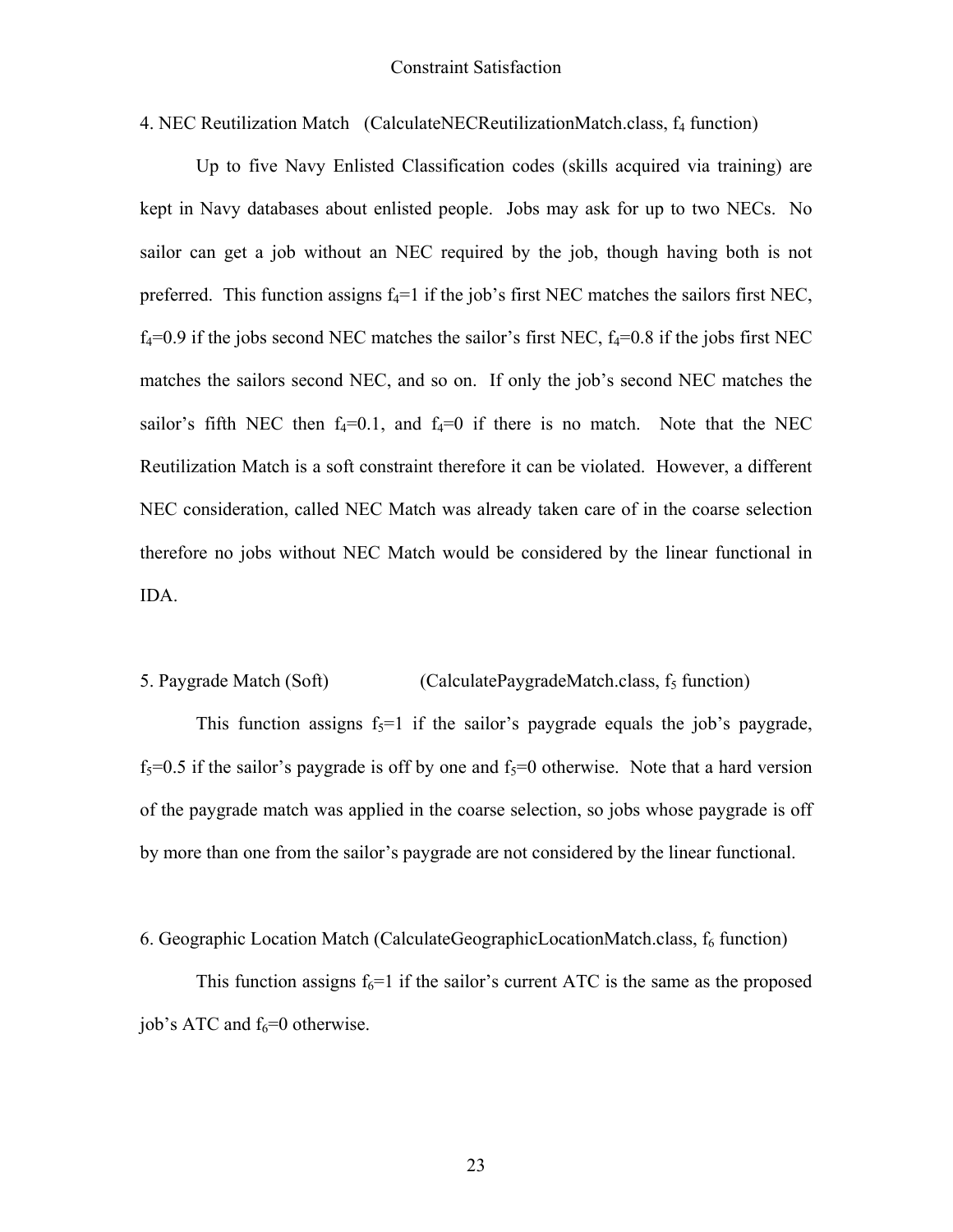4. NEC Reutilization Match (CalculateNECReutilizationMatch.class, $f_4$ function)

Up to five Navy Enlisted Classification codes (skills acquired via training) are kept in Navy databases about enlisted people. Jobs may ask for up to two NECs. No sailor can get a job without an NEC required by the job, though having both is not preferred. This function assigns $f_4$=1 if the job's first NEC matches the sailors first NEC, $f_4$=0.9 if the jobs second NEC matches the sailor's first NEC, $f_4$=0.8 if the jobs first NEC matches the sailors second NEC, and so on. If only the job's second NEC matches the sailor's fifth NEC then $f_4$=0.1, and $f_4$=0 if there is no match. Note that the NEC Reutilization Match is a soft constraint therefore it can be violated. However, a different NEC consideration, called NEC Match was already taken care of in the coarse selection therefore no jobs without NEC Match would be considered by the linear functional in IDA.

5. Paygrade Match (Soft) (CalculatePaygradeMatch.class, $f_5$ function)

This function assigns $f_5$=1 if the sailor's paygrade equals the job's paygrade, $f_5$=0.5 if the sailor's paygrade is off by one and $f_5$=0 otherwise. Note that a hard version of the paygrade match was applied in the coarse selection, so jobs whose paygrade is off by more than one from the sailor's paygrade are not considered by the linear functional.

6. Geographic Location Match (CalculateGeographicLocationMatch.class, $f_6$ function)

This function assigns $f_6$=1 if the sailor's current ATC is the same as the proposed job's ATC and $f_6$=0 otherwise.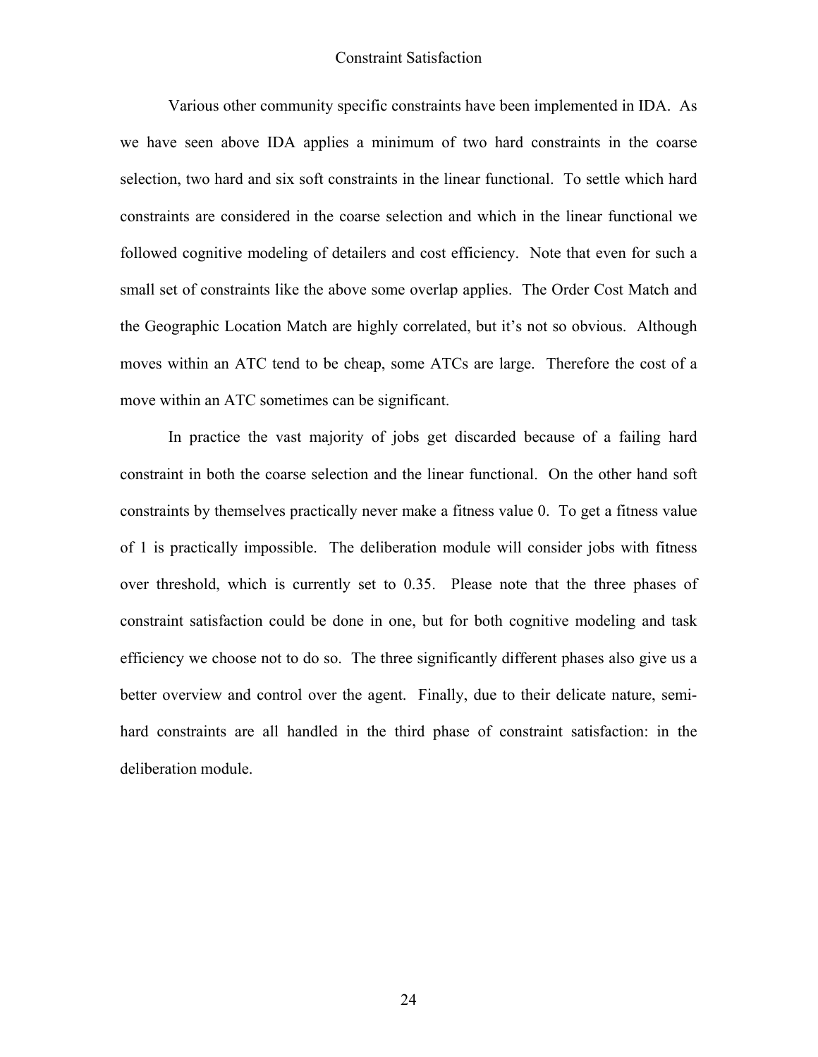Various other community specific constraints have been implemented in IDA. As we have seen above IDA applies a minimum of two hard constraints in the coarse selection, two hard and six soft constraints in the linear functional. To settle which hard constraints are considered in the coarse selection and which in the linear functional we followed cognitive modeling of detailers and cost efficiency. Note that even for such a small set of constraints like the above some overlap applies. The Order Cost Match and the Geographic Location Match are highly correlated, but it's not so obvious. Although moves within an ATC tend to be cheap, some ATCs are large. Therefore the cost of a move within an ATC sometimes can be significant.

In practice the vast majority of jobs get discarded because of a failing hard constraint in both the coarse selection and the linear functional. On the other hand soft constraints by themselves practically never make a fitness value 0. To get a fitness value of 1 is practically impossible. The deliberation module will consider jobs with fitness over threshold, which is currently set to 0.35. Please note that the three phases of constraint satisfaction could be done in one, but for both cognitive modeling and task efficiency we choose not to do so. The three significantly different phases also give us a better overview and control over the agent. Finally, due to their delicate nature, semi-hard constraints are all handled in the third phase of constraint satisfaction: in the deliberation module.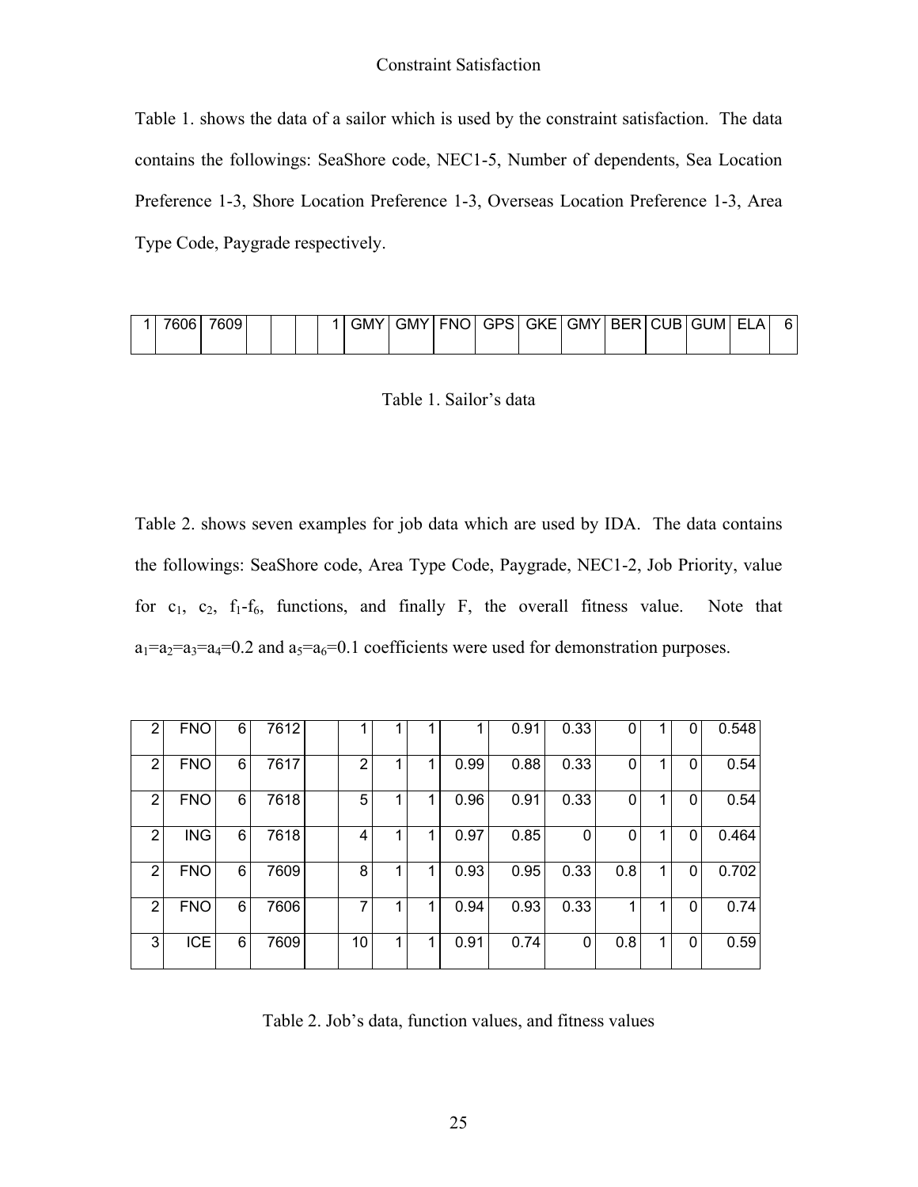# Constraint Satisfaction

Table 1. shows the data of a sailor which is used by the constraint satisfaction. The data contains the followings: SeaShore code, NEC1-5, Number of dependents, Sea Location Preference 1-3, Shore Location Preference 1-3, Overseas Location Preference 1-3, Area Type Code, Paygrade respectively.

| | | | | | | | | | | | | | | | | | |
|---|---|---|---|---|---|---|---|---|---|---|---|---|---|---|---|---|---|
| 1 | 7606 | 7609 | | | | 1 | GMY | GMY | FNO | GPS | GKE | GMY | BER | CUB | GUM | ELA | 6 |

Table 1. Sailor's data

Table 2. shows seven examples for job data which are used by IDA. The data contains the followings: SeaShore code, Area Type Code, Paygrade, NEC1-2, Job Priority, value for $c_1$, $c_2$, $f_1$-$f_6$, functions, and finally F, the overall fitness value. Note that $a_1=a_2=a_3=a_4=0.2$ and $a_5=a_6=0.1$ coefficients were used for demonstration purposes.

| | | | | | | | | | | | | | | |
|---|---|---|---|---|---|---|---|---|---|---|---|---|---|---|
| 2 | FNO | 6 | 7612 | | 1 | 1 | 1 | 1 | 0.91 | 0.33 | 0 | 1 | 0 | 0.548 |
| 2 | FNO | 6 | 7617 | | 2 | 1 | 1 | 0.99 | 0.88 | 0.33 | 0 | 1 | 0 | 0.54 |
| 2 | FNO | 6 | 7618 | | 5 | 1 | 1 | 0.96 | 0.91 | 0.33 | 0 | 1 | 0 | 0.54 |
| 2 | ING | 6 | 7618 | | 4 | 1 | 1 | 0.97 | 0.85 | 0 | 0 | 1 | 0 | 0.464 |
| 2 | FNO | 6 | 7609 | | 8 | 1 | 1 | 0.93 | 0.95 | 0.33 | 0.8 | 1 | 0 | 0.702 |
| 2 | FNO | 6 | 7606 | | 7 | 1 | 1 | 0.94 | 0.93 | 0.33 | 1 | 1 | 0 | 0.74 |
| 3 | ICE | 6 | 7609 | | 10 | 1 | 1 | 0.91 | 0.74 | 0 | 0.8 | 1 | 0 | 0.59 |

Table 2. Job's data, function values, and fitness values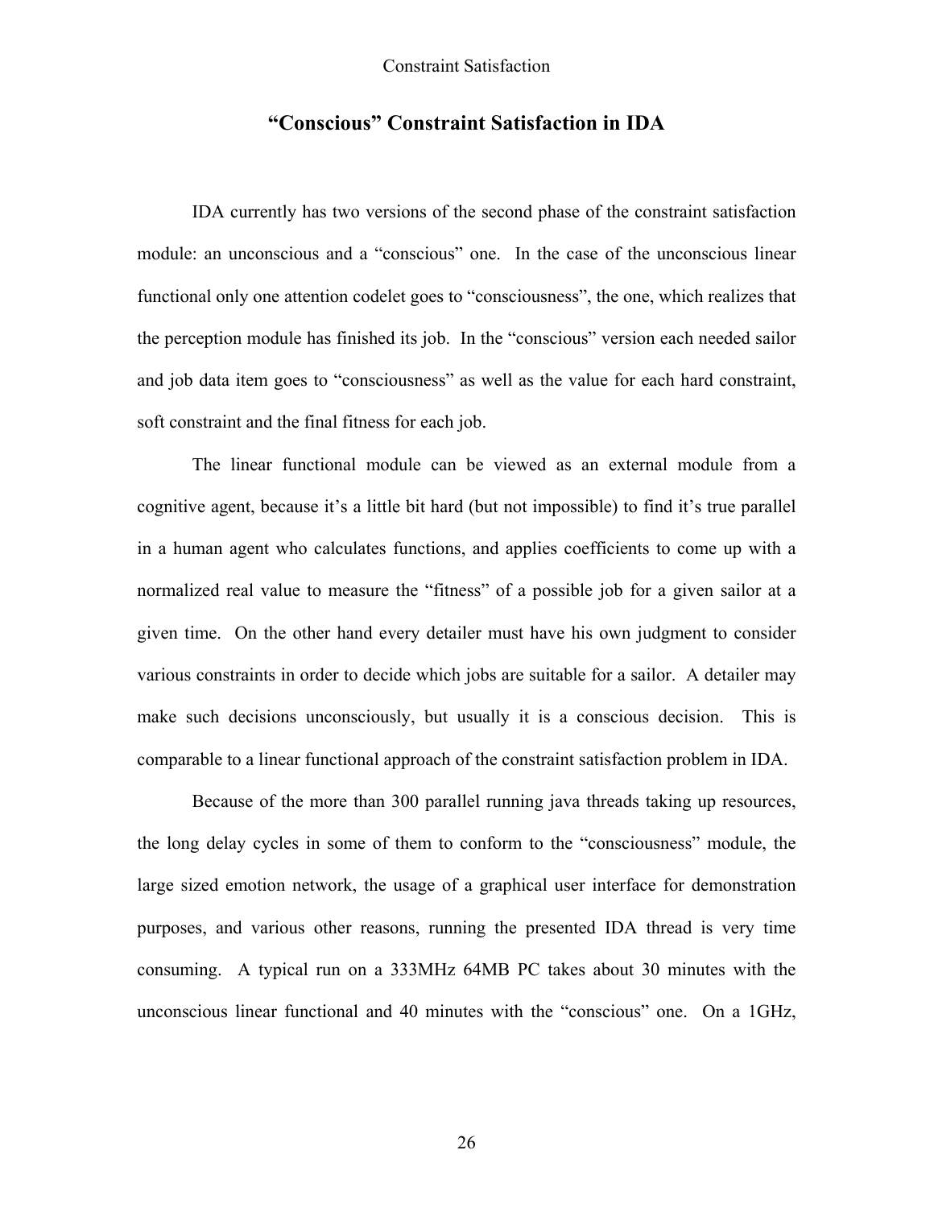## “Conscious” Constraint Satisfaction in IDA

IDA currently has two versions of the second phase of the constraint satisfaction module: an unconscious and a “conscious” one. In the case of the unconscious linear functional only one attention codelet goes to “consciousness”, the one, which realizes that the perception module has finished its job. In the “conscious” version each needed sailor and job data item goes to “consciousness” as well as the value for each hard constraint, soft constraint and the final fitness for each job.

The linear functional module can be viewed as an external module from a cognitive agent, because it’s a little bit hard (but not impossible) to find it’s true parallel in a human agent who calculates functions, and applies coefficients to come up with a normalized real value to measure the “fitness” of a possible job for a given sailor at a given time. On the other hand every detailer must have his own judgment to consider various constraints in order to decide which jobs are suitable for a sailor. A detailer may make such decisions unconsciously, but usually it is a conscious decision. This is comparable to a linear functional approach of the constraint satisfaction problem in IDA.

Because of the more than 300 parallel running java threads taking up resources, the long delay cycles in some of them to conform to the “consciousness” module, the large sized emotion network, the usage of a graphical user interface for demonstration purposes, and various other reasons, running the presented IDA thread is very time consuming. A typical run on a 333MHz 64MB PC takes about 30 minutes with the unconscious linear functional and 40 minutes with the “conscious” one. On a 1GHz,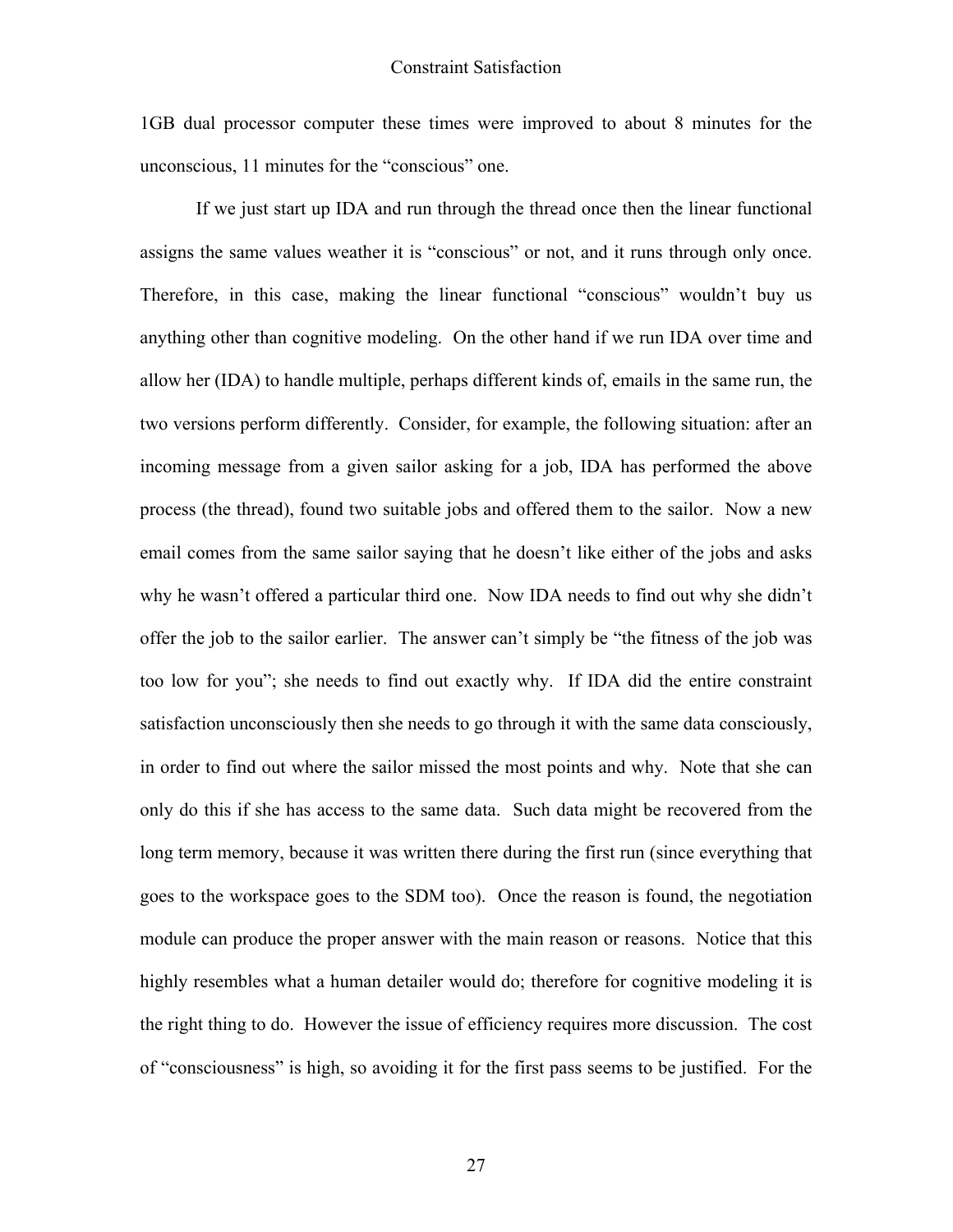1GB dual processor computer these times were improved to about 8 minutes for the unconscious, 11 minutes for the "conscious" one.

If we just start up IDA and run through the thread once then the linear functional assigns the same values weather it is "conscious" or not, and it runs through only once. Therefore, in this case, making the linear functional "conscious" wouldn't buy us anything other than cognitive modeling. On the other hand if we run IDA over time and allow her (IDA) to handle multiple, perhaps different kinds of, emails in the same run, the two versions perform differently. Consider, for example, the following situation: after an incoming message from a given sailor asking for a job, IDA has performed the above process (the thread), found two suitable jobs and offered them to the sailor. Now a new email comes from the same sailor saying that he doesn't like either of the jobs and asks why he wasn't offered a particular third one. Now IDA needs to find out why she didn't offer the job to the sailor earlier. The answer can't simply be "the fitness of the job was too low for you"; she needs to find out exactly why. If IDA did the entire constraint satisfaction unconsciously then she needs to go through it with the same data consciously, in order to find out where the sailor missed the most points and why. Note that she can only do this if she has access to the same data. Such data might be recovered from the long term memory, because it was written there during the first run (since everything that goes to the workspace goes to the SDM too). Once the reason is found, the negotiation module can produce the proper answer with the main reason or reasons. Notice that this highly resembles what a human detailer would do; therefore for cognitive modeling it is the right thing to do. However the issue of efficiency requires more discussion. The cost of "consciousness" is high, so avoiding it for the first pass seems to be justified. For the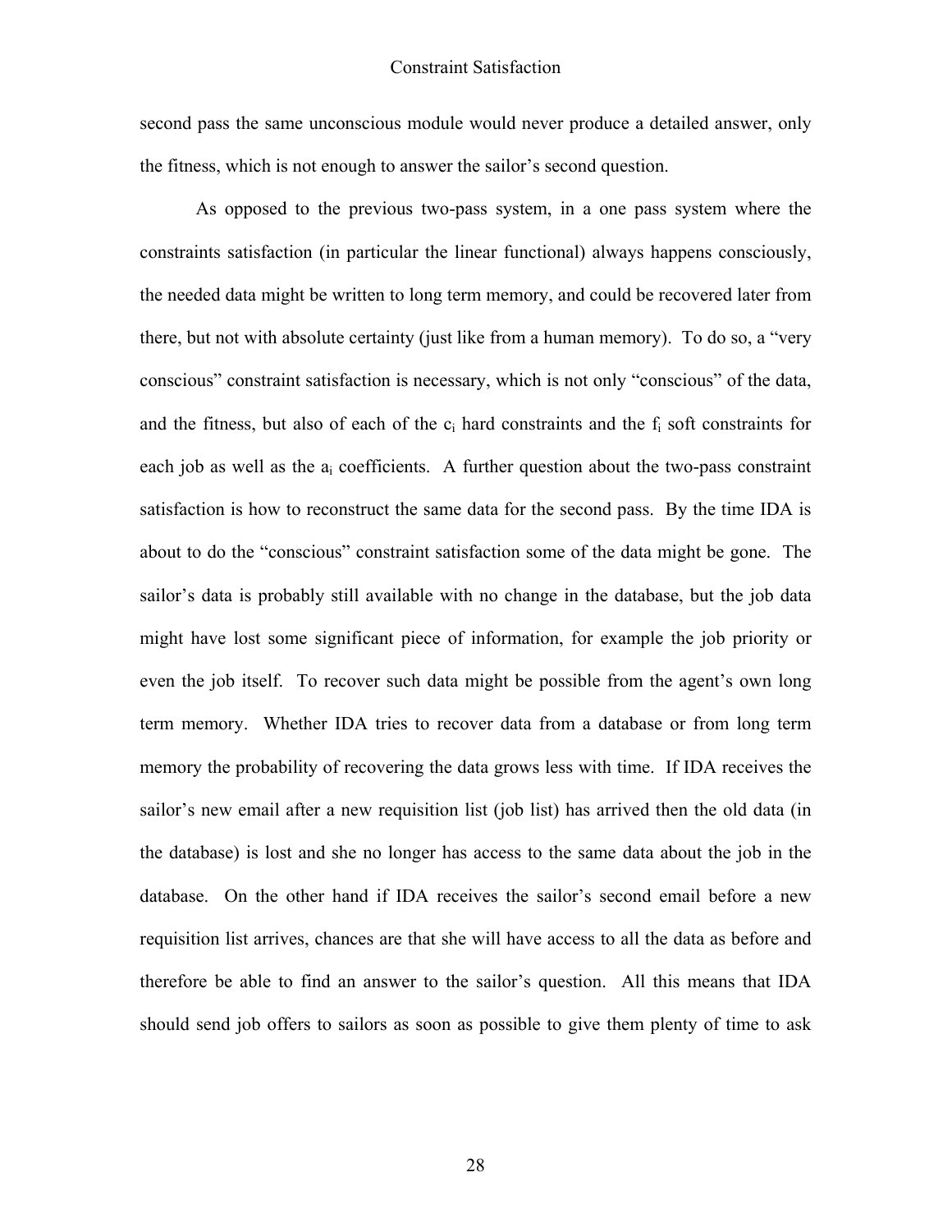second pass the same unconscious module would never produce a detailed answer, only the fitness, which is not enough to answer the sailor's second question.

As opposed to the previous two-pass system, in a one pass system where the constraints satisfaction (in particular the linear functional) always happens consciously, the needed data might be written to long term memory, and could be recovered later from there, but not with absolute certainty (just like from a human memory). To do so, a "very conscious" constraint satisfaction is necessary, which is not only "conscious" of the data, and the fitness, but also of each of the $c_i$ hard constraints and the $f_i$ soft constraints for each job as well as the $a_i$ coefficients. A further question about the two-pass constraint satisfaction is how to reconstruct the same data for the second pass. By the time IDA is about to do the "conscious" constraint satisfaction some of the data might be gone. The sailor's data is probably still available with no change in the database, but the job data might have lost some significant piece of information, for example the job priority or even the job itself. To recover such data might be possible from the agent's own long term memory. Whether IDA tries to recover data from a database or from long term memory the probability of recovering the data grows less with time. If IDA receives the sailor's new email after a new requisition list (job list) has arrived then the old data (in the database) is lost and she no longer has access to the same data about the job in the database. On the other hand if IDA receives the sailor's second email before a new requisition list arrives, chances are that she will have access to all the data as before and therefore be able to find an answer to the sailor's question. All this means that IDA should send job offers to sailors as soon as possible to give them plenty of time to ask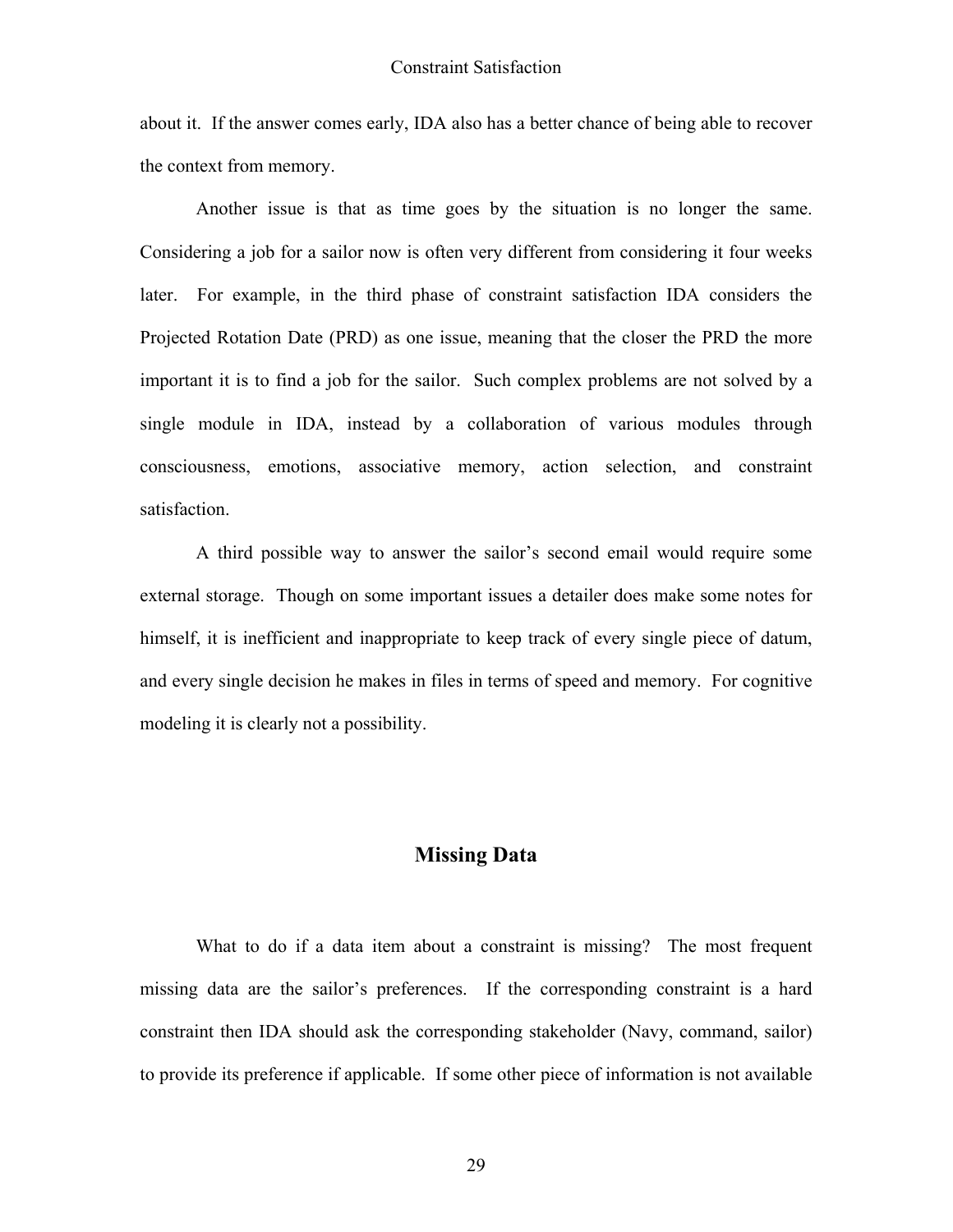about it. If the answer comes early, IDA also has a better chance of being able to recover the context from memory.

Another issue is that as time goes by the situation is no longer the same. Considering a job for a sailor now is often very different from considering it four weeks later. For example, in the third phase of constraint satisfaction IDA considers the Projected Rotation Date (PRD) as one issue, meaning that the closer the PRD the more important it is to find a job for the sailor. Such complex problems are not solved by a single module in IDA, instead by a collaboration of various modules through consciousness, emotions, associative memory, action selection, and constraint satisfaction.

A third possible way to answer the sailor's second email would require some external storage. Though on some important issues a detailer does make some notes for himself, it is inefficient and inappropriate to keep track of every single piece of datum, and every single decision he makes in files in terms of speed and memory. For cognitive modeling it is clearly not a possibility.

## Missing Data

What to do if a data item about a constraint is missing? The most frequent missing data are the sailor's preferences. If the corresponding constraint is a hard constraint then IDA should ask the corresponding stakeholder (Navy, command, sailor) to provide its preference if applicable. If some other piece of information is not available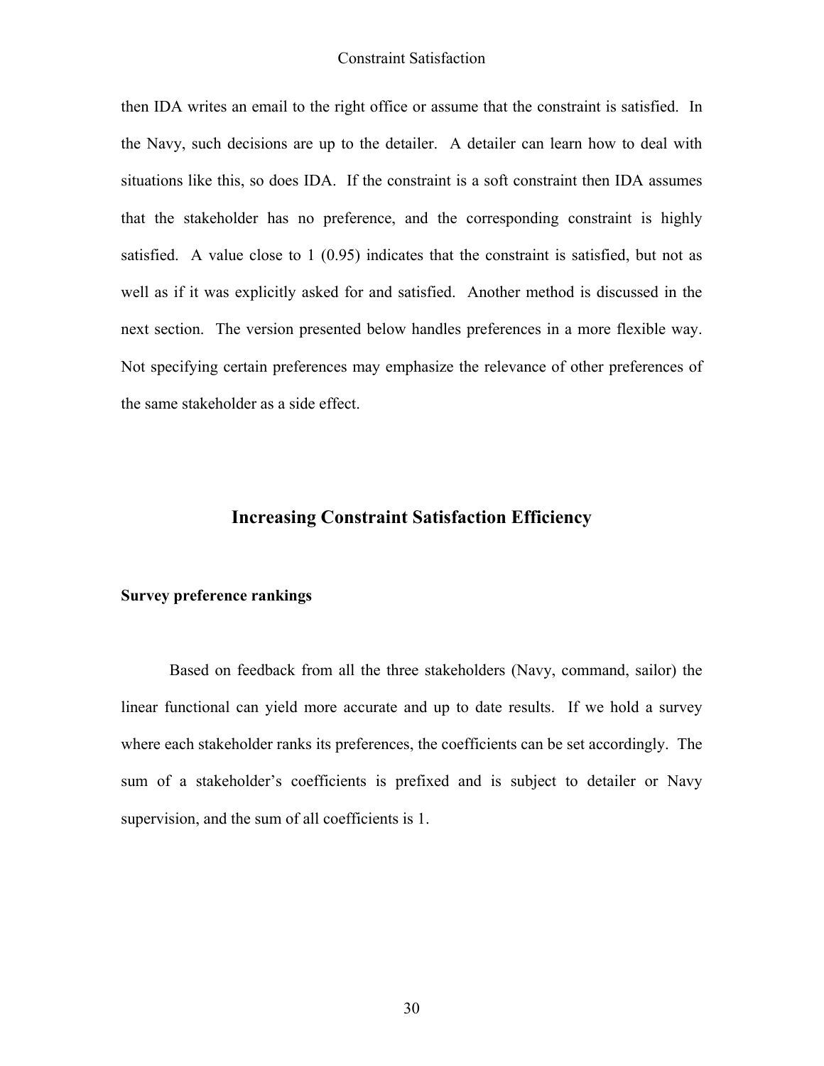then IDA writes an email to the right office or assume that the constraint is satisfied. In the Navy, such decisions are up to the detailer. A detailer can learn how to deal with situations like this, so does IDA. If the constraint is a soft constraint then IDA assumes that the stakeholder has no preference, and the corresponding constraint is highly satisfied. A value close to 1 (0.95) indicates that the constraint is satisfied, but not as well as if it was explicitly asked for and satisfied. Another method is discussed in the next section. The version presented below handles preferences in a more flexible way. Not specifying certain preferences may emphasize the relevance of other preferences of the same stakeholder as a side effect.

## Increasing Constraint Satisfaction Efficiency

### Survey preference rankings

Based on feedback from all the three stakeholders (Navy, command, sailor) the linear functional can yield more accurate and up to date results. If we hold a survey where each stakeholder ranks its preferences, the coefficients can be set accordingly. The sum of a stakeholder's coefficients is prefixed and is subject to detailer or Navy supervision, and the sum of all coefficients is 1.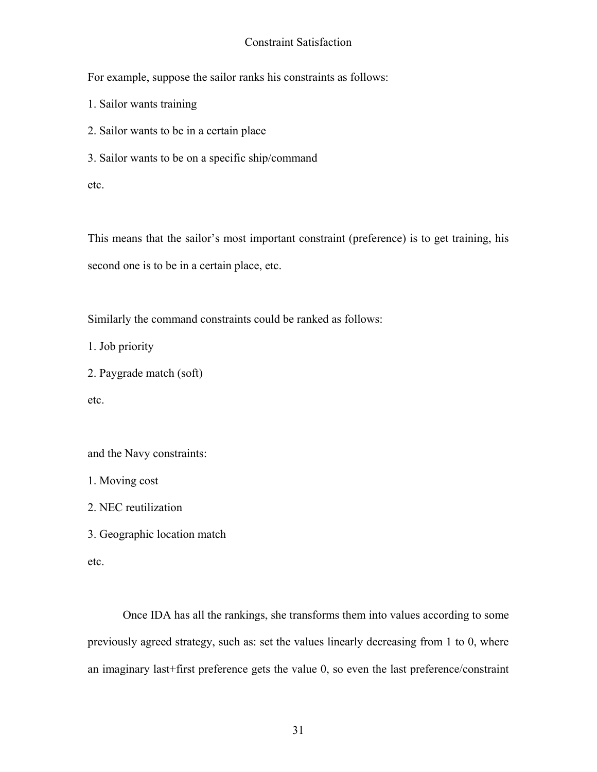For example, suppose the sailor ranks his constraints as follows:

1. Sailor wants training
2. Sailor wants to be in a certain place
3. Sailor wants to be on a specific ship/command

etc.

This means that the sailor's most important constraint (preference) is to get training, his second one is to be in a certain place, etc.

Similarly the command constraints could be ranked as follows:

1. Job priority
2. Paygrade match (soft)

etc.

and the Navy constraints:

1. Moving cost
2. NEC reutilization
3. Geographic location match

etc.

Once IDA has all the rankings, she transforms them into values according to some previously agreed strategy, such as: set the values linearly decreasing from 1 to 0, where an imaginary last+first preference gets the value 0, so even the last preference/constraint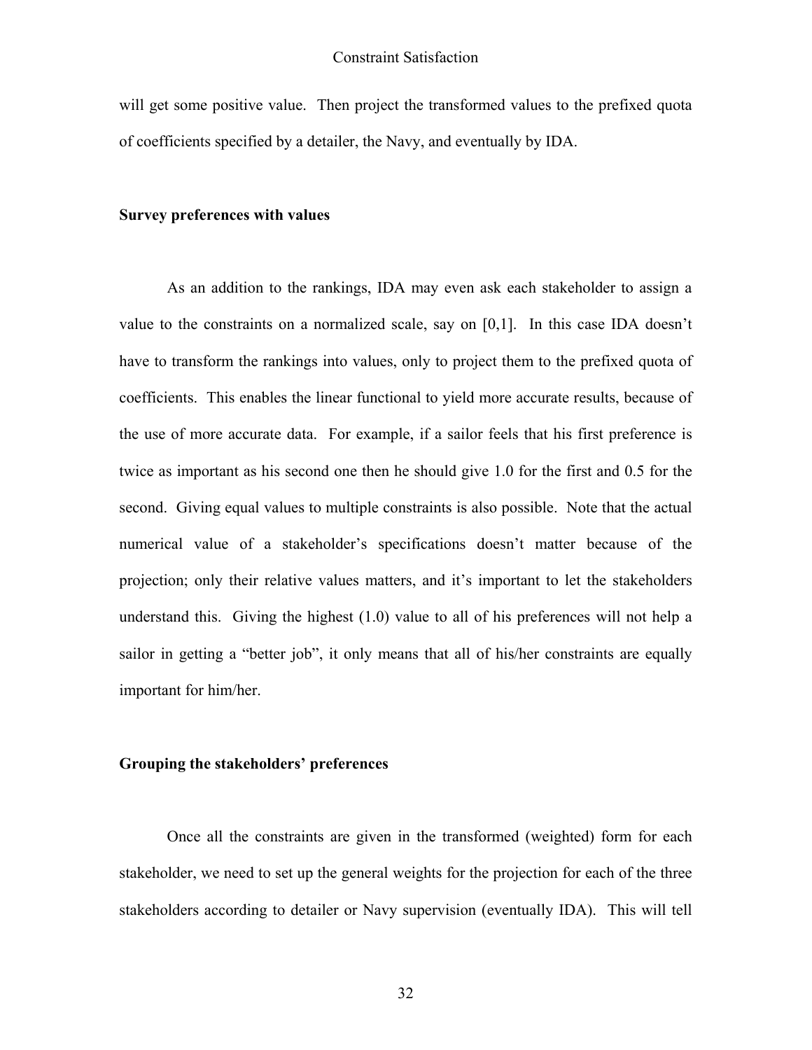will get some positive value. Then project the transformed values to the prefixed quota of coefficients specified by a detailer, the Navy, and eventually by IDA.

**Survey preferences with values**

As an addition to the rankings, IDA may even ask each stakeholder to assign a value to the constraints on a normalized scale, say on [0,1]. In this case IDA doesn't have to transform the rankings into values, only to project them to the prefixed quota of coefficients. This enables the linear functional to yield more accurate results, because of the use of more accurate data. For example, if a sailor feels that his first preference is twice as important as his second one then he should give 1.0 for the first and 0.5 for the second. Giving equal values to multiple constraints is also possible. Note that the actual numerical value of a stakeholder's specifications doesn't matter because of the projection; only their relative values matters, and it's important to let the stakeholders understand this. Giving the highest (1.0) value to all of his preferences will not help a sailor in getting a "better job", it only means that all of his/her constraints are equally important for him/her.

**Grouping the stakeholders' preferences**

Once all the constraints are given in the transformed (weighted) form for each stakeholder, we need to set up the general weights for the projection for each of the three stakeholders according to detailer or Navy supervision (eventually IDA). This will tell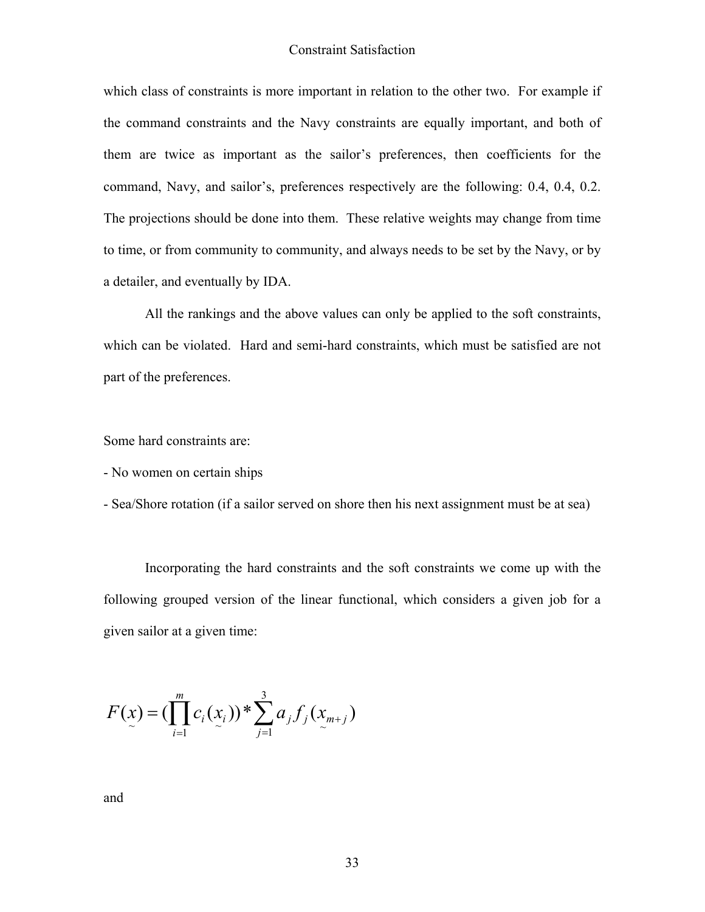which class of constraints is more important in relation to the other two. For example if the command constraints and the Navy constraints are equally important, and both of them are twice as important as the sailor's preferences, then coefficients for the command, Navy, and sailor's, preferences respectively are the following: 0.4, 0.4, 0.2. The projections should be done into them. These relative weights may change from time to time, or from community to community, and always needs to be set by the Navy, or by a detailer, and eventually by IDA.

All the rankings and the above values can only be applied to the soft constraints, which can be violated. Hard and semi-hard constraints, which must be satisfied are not part of the preferences.

Some hard constraints are:

- No women on certain ships
- Sea/Shore rotation (if a sailor served on shore then his next assignment must be at sea)

Incorporating the hard constraints and the soft constraints we come up with the following grouped version of the linear functional, which considers a given job for a given sailor at a given time:

$$F(\underset{\sim}{x}) = (\prod_{i=1}^{m} c_i(\underset{\sim}{x_i})) * \sum_{j=1}^{3} a_j f_j(\underset{\sim}{x_{m+j}})$$

and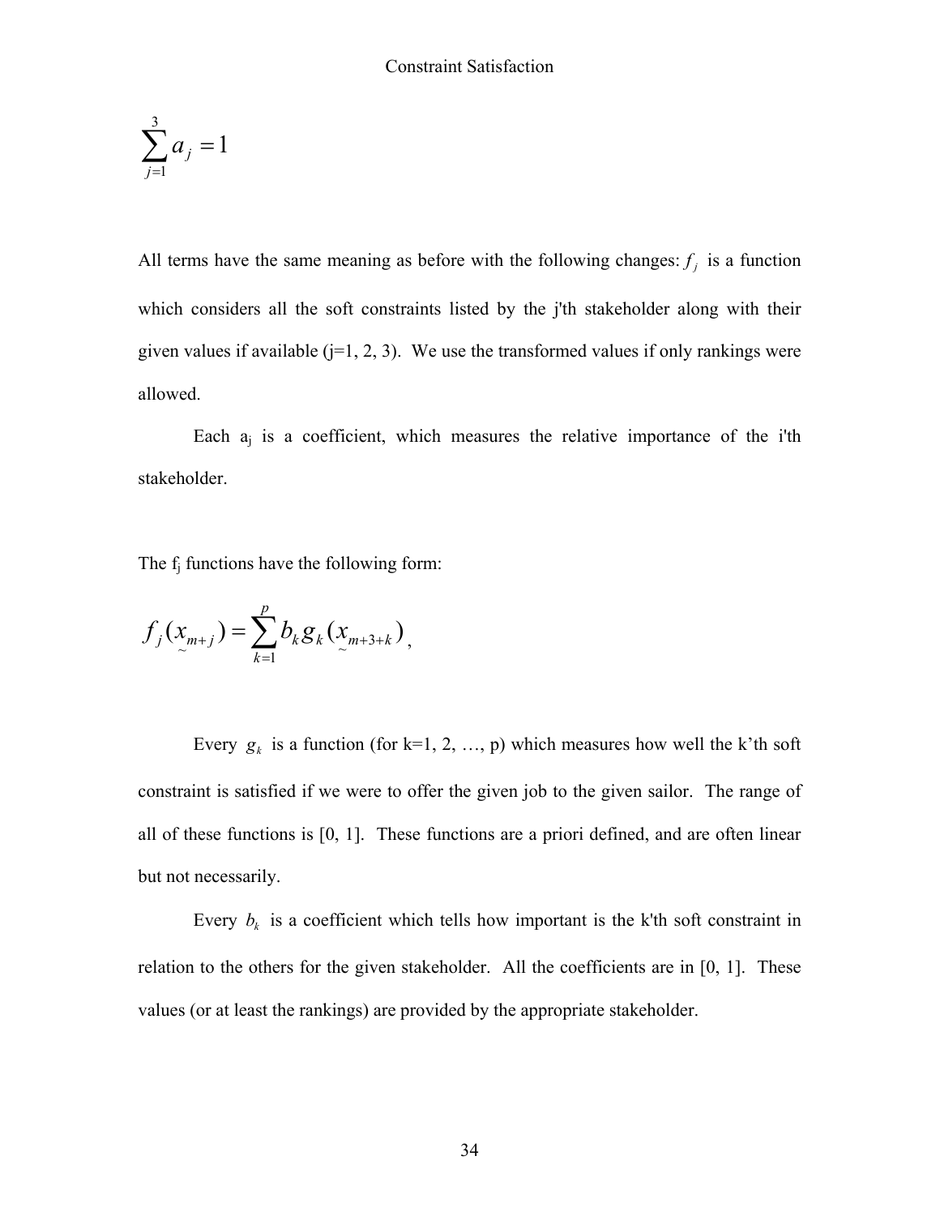$$\sum_{j=1}^{3} a_j = 1$$

All terms have the same meaning as before with the following changes: $f_j$ is a function which considers all the soft constraints listed by the j'th stakeholder along with their given values if available (j=1, 2, 3). We use the transformed values if only rankings were allowed.

Each $a_j$ is a coefficient, which measures the relative importance of the i'th stakeholder.

The $f_j$ functions have the following form:

$$f_j(\underset{\sim}{x}_{m+j}) = \sum_{k=1}^{p} b_k g_k(\underset{\sim}{x}_{m+3+k}),$$

Every $g_k$ is a function (for k=1, 2, …, p) which measures how well the k'th soft constraint is satisfied if we were to offer the given job to the given sailor. The range of all of these functions is [0, 1]. These functions are a priori defined, and are often linear but not necessarily.

Every $b_k$ is a coefficient which tells how important is the k'th soft constraint in relation to the others for the given stakeholder. All the coefficients are in [0, 1]. These values (or at least the rankings) are provided by the appropriate stakeholder.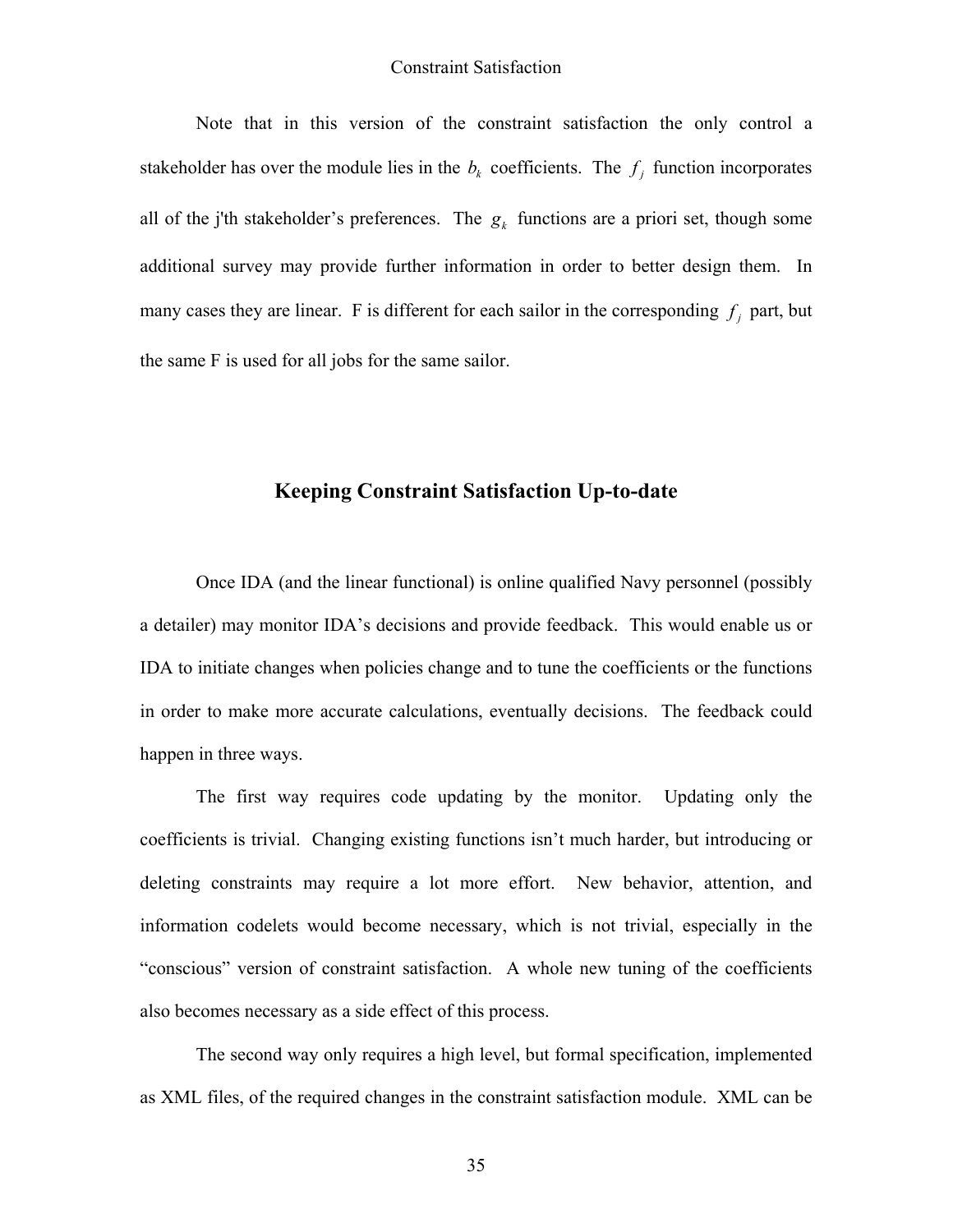Note that in this version of the constraint satisfaction the only control a stakeholder has over the module lies in the $b_k$ coefficients. The $f_j$ function incorporates all of the j'th stakeholder's preferences. The $g_k$ functions are a priori set, though some additional survey may provide further information in order to better design them. In many cases they are linear. F is different for each sailor in the corresponding $f_j$ part, but the same F is used for all jobs for the same sailor.

## Keeping Constraint Satisfaction Up-to-date

Once IDA (and the linear functional) is online qualified Navy personnel (possibly a detailer) may monitor IDA's decisions and provide feedback. This would enable us or IDA to initiate changes when policies change and to tune the coefficients or the functions in order to make more accurate calculations, eventually decisions. The feedback could happen in three ways.

The first way requires code updating by the monitor. Updating only the coefficients is trivial. Changing existing functions isn't much harder, but introducing or deleting constraints may require a lot more effort. New behavior, attention, and information codelets would become necessary, which is not trivial, especially in the "conscious" version of constraint satisfaction. A whole new tuning of the coefficients also becomes necessary as a side effect of this process.

The second way only requires a high level, but formal specification, implemented as XML files, of the required changes in the constraint satisfaction module. XML can be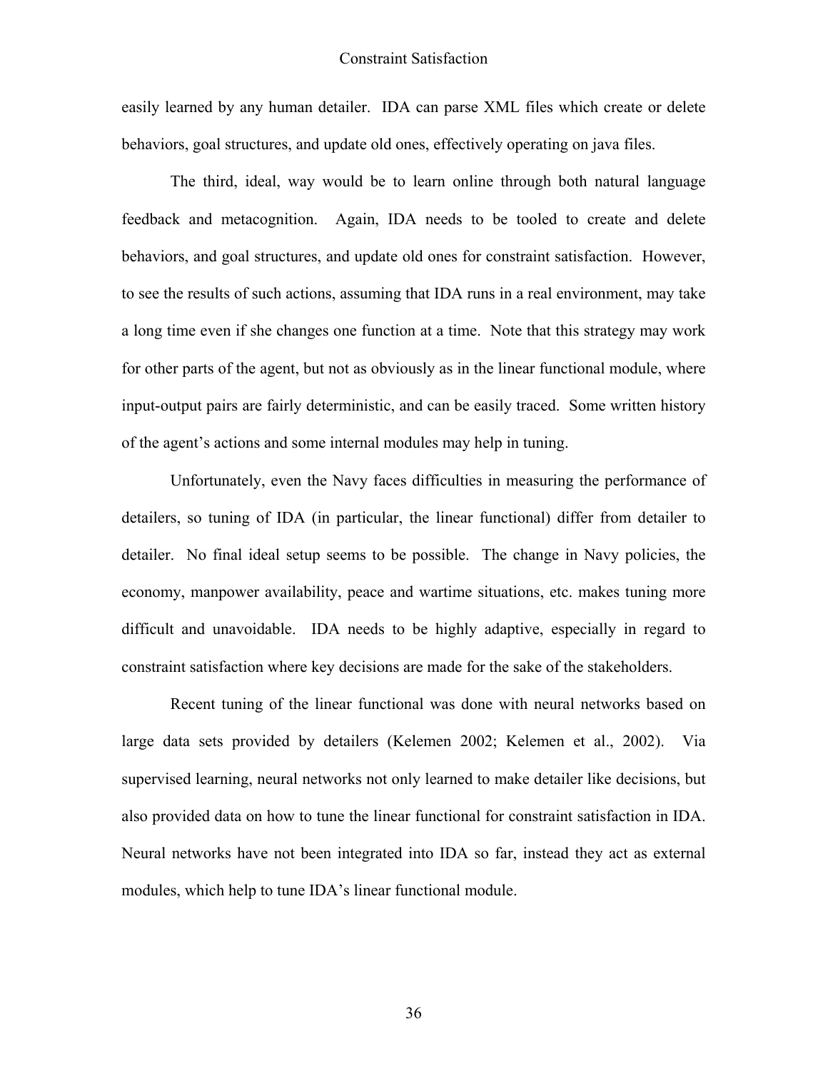easily learned by any human detailer. IDA can parse XML files which create or delete behaviors, goal structures, and update old ones, effectively operating on java files.

The third, ideal, way would be to learn online through both natural language feedback and metacognition. Again, IDA needs to be tooled to create and delete behaviors, and goal structures, and update old ones for constraint satisfaction. However, to see the results of such actions, assuming that IDA runs in a real environment, may take a long time even if she changes one function at a time. Note that this strategy may work for other parts of the agent, but not as obviously as in the linear functional module, where input-output pairs are fairly deterministic, and can be easily traced. Some written history of the agent's actions and some internal modules may help in tuning.

Unfortunately, even the Navy faces difficulties in measuring the performance of detailers, so tuning of IDA (in particular, the linear functional) differ from detailer to detailer. No final ideal setup seems to be possible. The change in Navy policies, the economy, manpower availability, peace and wartime situations, etc. makes tuning more difficult and unavoidable. IDA needs to be highly adaptive, especially in regard to constraint satisfaction where key decisions are made for the sake of the stakeholders.

Recent tuning of the linear functional was done with neural networks based on large data sets provided by detailers (Kelemen 2002; Kelemen et al., 2002). Via supervised learning, neural networks not only learned to make detailer like decisions, but also provided data on how to tune the linear functional for constraint satisfaction in IDA. Neural networks have not been integrated into IDA so far, instead they act as external modules, which help to tune IDA's linear functional module.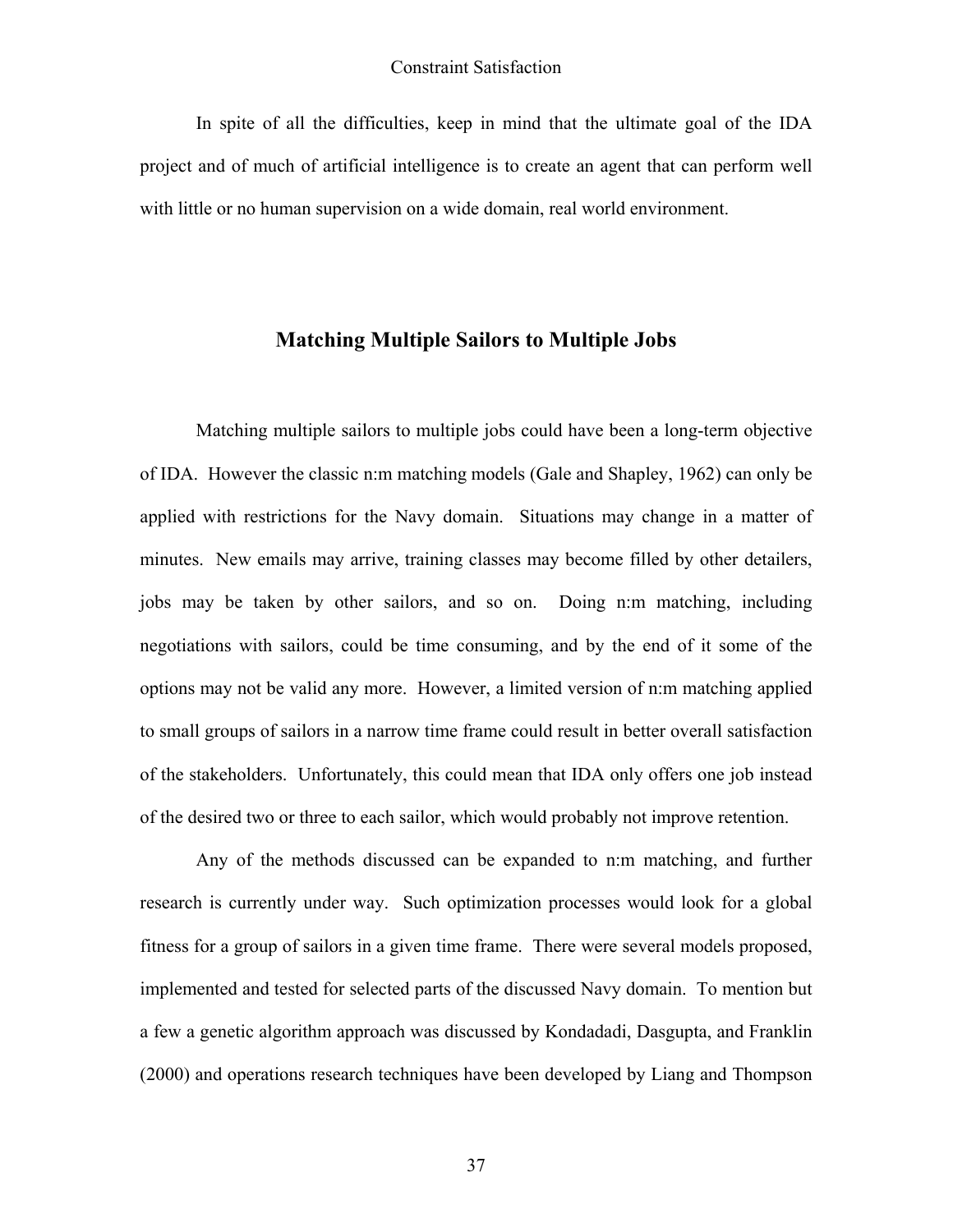In spite of all the difficulties, keep in mind that the ultimate goal of the IDA project and of much of artificial intelligence is to create an agent that can perform well with little or no human supervision on a wide domain, real world environment.

## Matching Multiple Sailors to Multiple Jobs

Matching multiple sailors to multiple jobs could have been a long-term objective of IDA. However the classic n:m matching models (Gale and Shapley, 1962) can only be applied with restrictions for the Navy domain. Situations may change in a matter of minutes. New emails may arrive, training classes may become filled by other detailers, jobs may be taken by other sailors, and so on. Doing n:m matching, including negotiations with sailors, could be time consuming, and by the end of it some of the options may not be valid any more. However, a limited version of n:m matching applied to small groups of sailors in a narrow time frame could result in better overall satisfaction of the stakeholders. Unfortunately, this could mean that IDA only offers one job instead of the desired two or three to each sailor, which would probably not improve retention.

Any of the methods discussed can be expanded to n:m matching, and further research is currently under way. Such optimization processes would look for a global fitness for a group of sailors in a given time frame. There were several models proposed, implemented and tested for selected parts of the discussed Navy domain. To mention but a few a genetic algorithm approach was discussed by Kondadadi, Dasgupta, and Franklin (2000) and operations research techniques have been developed by Liang and Thompson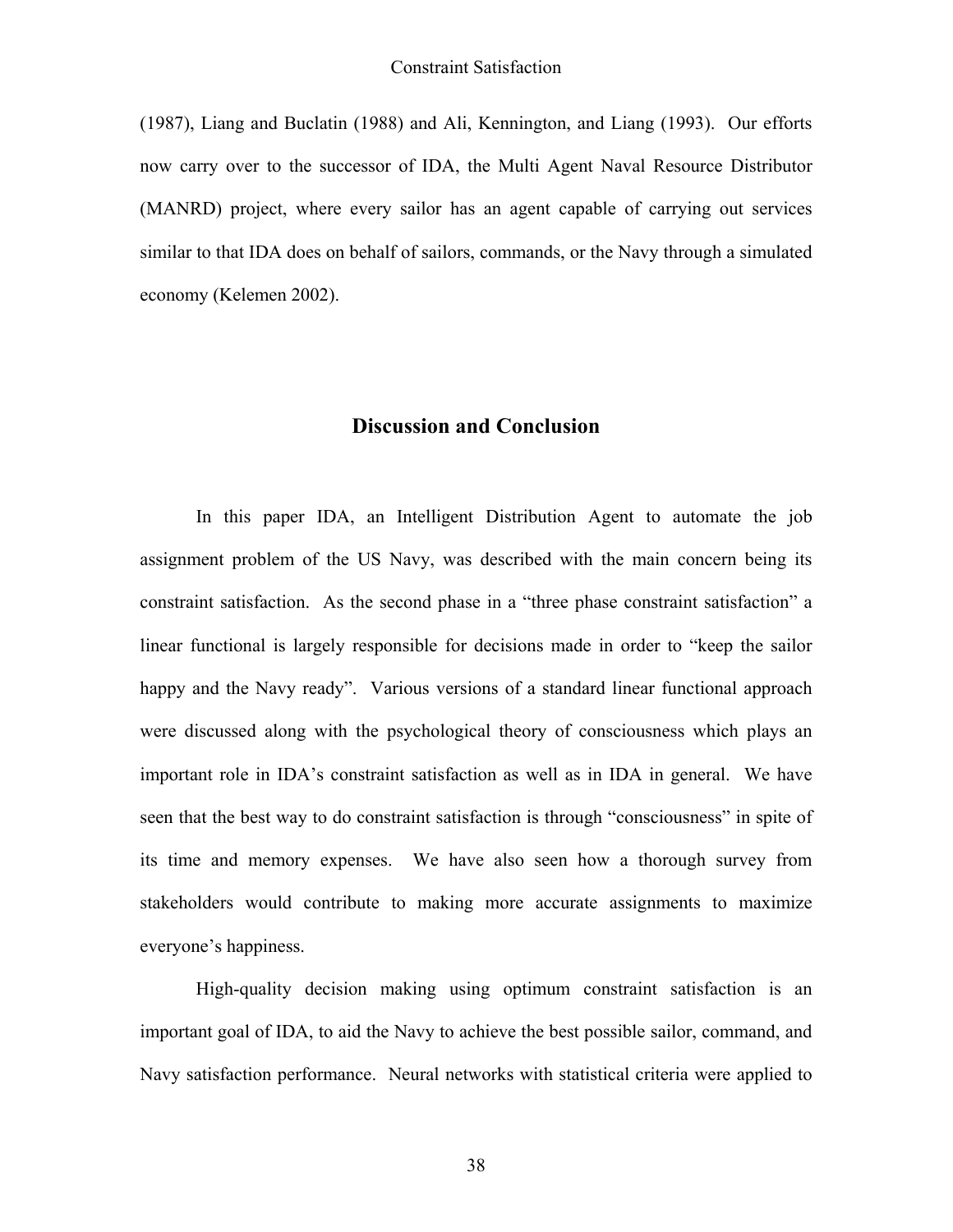(1987), Liang and Buclatin (1988) and Ali, Kennington, and Liang (1993). Our efforts now carry over to the successor of IDA, the Multi Agent Naval Resource Distributor (MANRD) project, where every sailor has an agent capable of carrying out services similar to that IDA does on behalf of sailors, commands, or the Navy through a simulated economy (Kelemen 2002).

## Discussion and Conclusion

In this paper IDA, an Intelligent Distribution Agent to automate the job assignment problem of the US Navy, was described with the main concern being its constraint satisfaction. As the second phase in a "three phase constraint satisfaction" a linear functional is largely responsible for decisions made in order to "keep the sailor happy and the Navy ready". Various versions of a standard linear functional approach were discussed along with the psychological theory of consciousness which plays an important role in IDA's constraint satisfaction as well as in IDA in general. We have seen that the best way to do constraint satisfaction is through "consciousness" in spite of its time and memory expenses. We have also seen how a thorough survey from stakeholders would contribute to making more accurate assignments to maximize everyone's happiness.

High-quality decision making using optimum constraint satisfaction is an important goal of IDA, to aid the Navy to achieve the best possible sailor, command, and Navy satisfaction performance. Neural networks with statistical criteria were applied to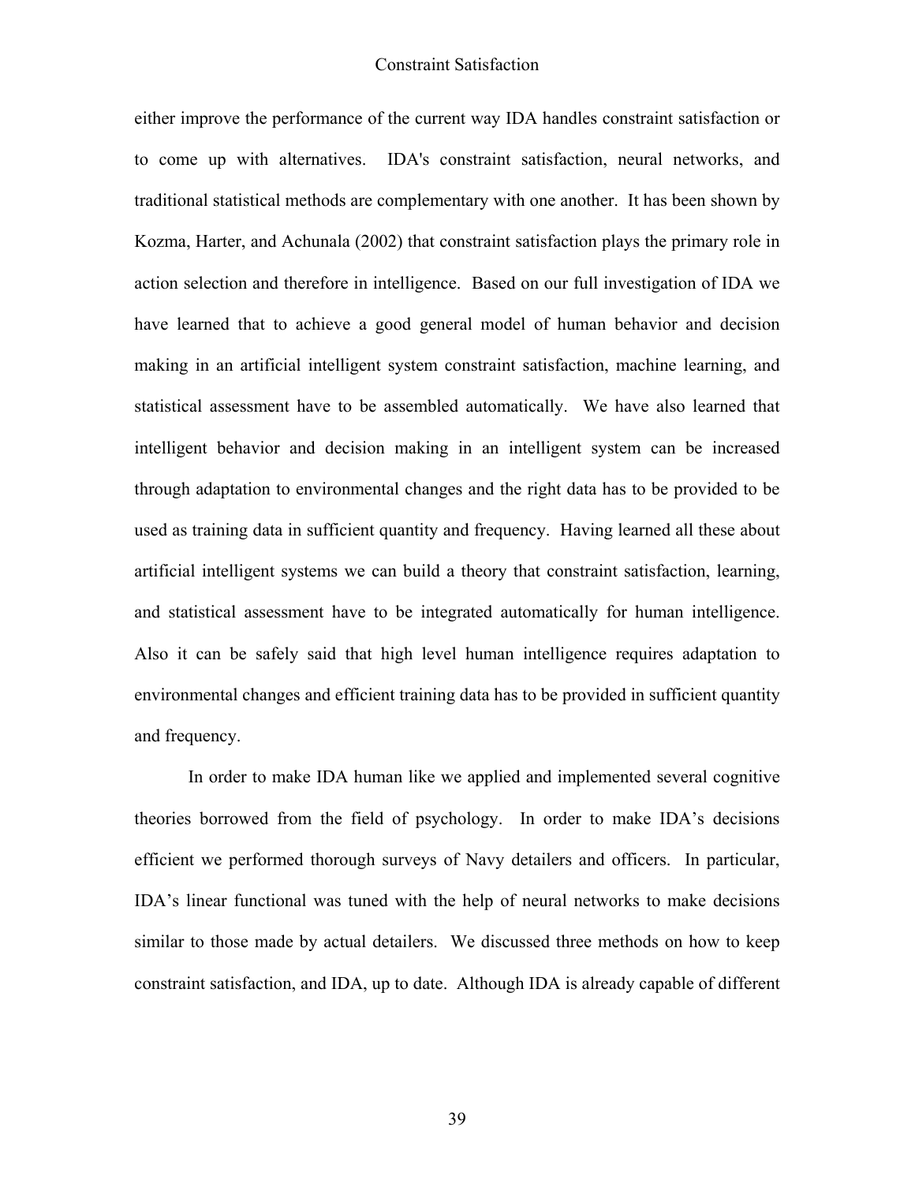either improve the performance of the current way IDA handles constraint satisfaction or to come up with alternatives. IDA's constraint satisfaction, neural networks, and traditional statistical methods are complementary with one another. It has been shown by Kozma, Harter, and Achunala (2002) that constraint satisfaction plays the primary role in action selection and therefore in intelligence. Based on our full investigation of IDA we have learned that to achieve a good general model of human behavior and decision making in an artificial intelligent system constraint satisfaction, machine learning, and statistical assessment have to be assembled automatically. We have also learned that intelligent behavior and decision making in an intelligent system can be increased through adaptation to environmental changes and the right data has to be provided to be used as training data in sufficient quantity and frequency. Having learned all these about artificial intelligent systems we can build a theory that constraint satisfaction, learning, and statistical assessment have to be integrated automatically for human intelligence. Also it can be safely said that high level human intelligence requires adaptation to environmental changes and efficient training data has to be provided in sufficient quantity and frequency.

In order to make IDA human like we applied and implemented several cognitive theories borrowed from the field of psychology. In order to make IDA's decisions efficient we performed thorough surveys of Navy detailers and officers. In particular, IDA's linear functional was tuned with the help of neural networks to make decisions similar to those made by actual detailers. We discussed three methods on how to keep constraint satisfaction, and IDA, up to date. Although IDA is already capable of different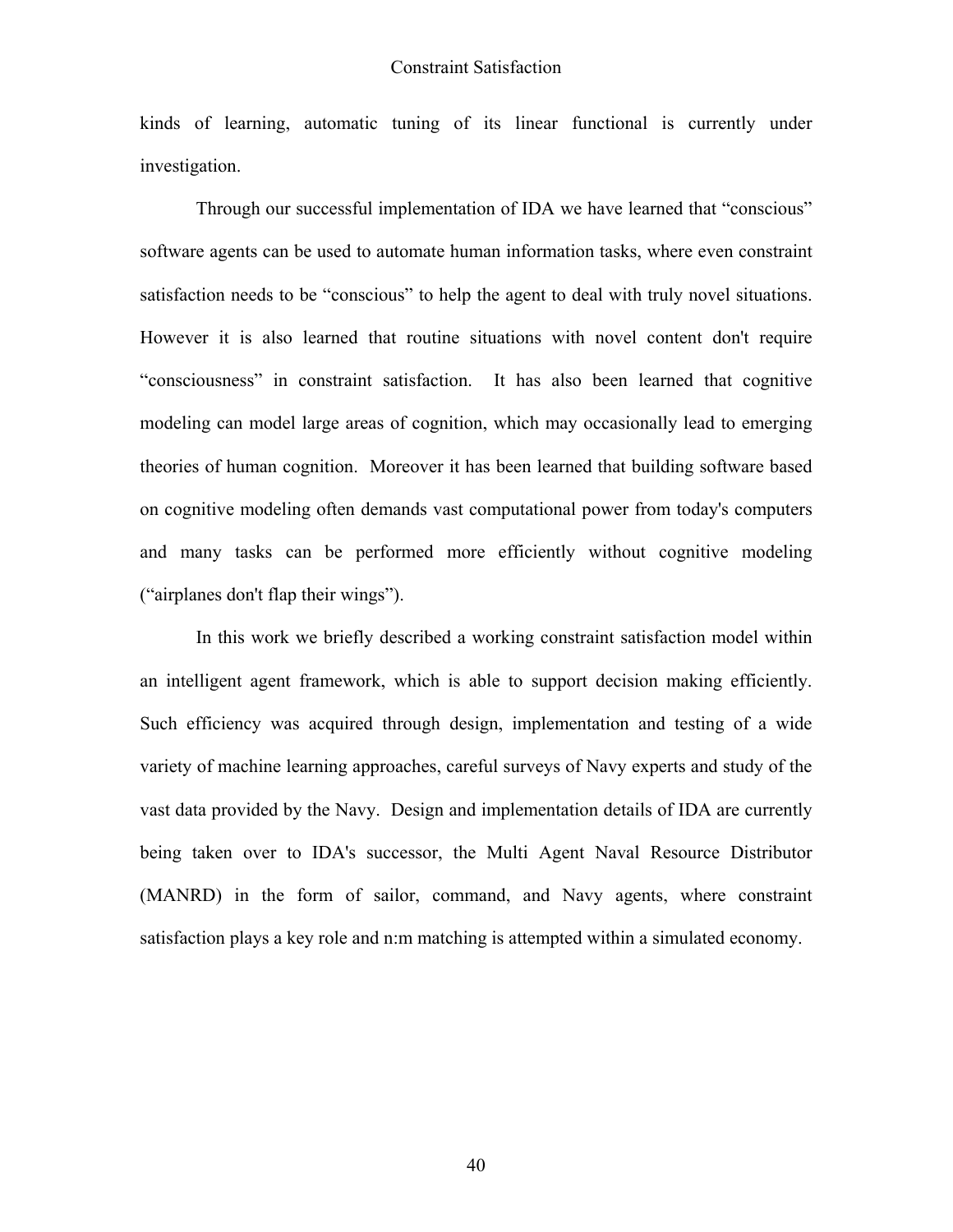kinds of learning, automatic tuning of its linear functional is currently under investigation.

Through our successful implementation of IDA we have learned that "conscious" software agents can be used to automate human information tasks, where even constraint satisfaction needs to be "conscious" to help the agent to deal with truly novel situations. However it is also learned that routine situations with novel content don't require "consciousness" in constraint satisfaction. It has also been learned that cognitive modeling can model large areas of cognition, which may occasionally lead to emerging theories of human cognition. Moreover it has been learned that building software based on cognitive modeling often demands vast computational power from today's computers and many tasks can be performed more efficiently without cognitive modeling ("airplanes don't flap their wings").

In this work we briefly described a working constraint satisfaction model within an intelligent agent framework, which is able to support decision making efficiently. Such efficiency was acquired through design, implementation and testing of a wide variety of machine learning approaches, careful surveys of Navy experts and study of the vast data provided by the Navy. Design and implementation details of IDA are currently being taken over to IDA's successor, the Multi Agent Naval Resource Distributor (MANRD) in the form of sailor, command, and Navy agents, where constraint satisfaction plays a key role and n:m matching is attempted within a simulated economy.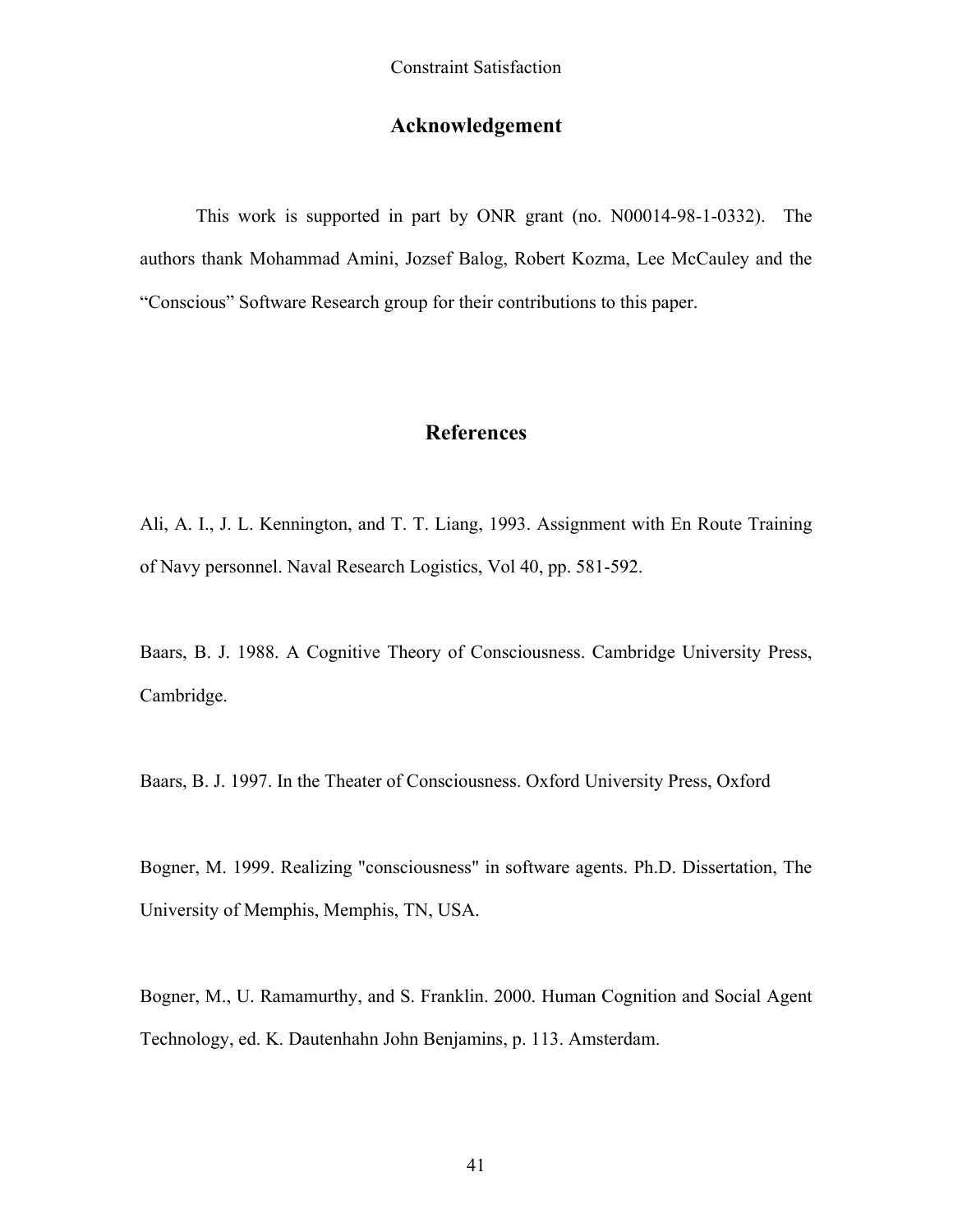## Acknowledgement

This work is supported in part by ONR grant (no. N00014-98-1-0332). The authors thank Mohammad Amini, Jozsef Balog, Robert Kozma, Lee McCauley and the "Conscious" Software Research group for their contributions to this paper.

## References

Ali, A. I., J. L. Kennington, and T. T. Liang, 1993. Assignment with En Route Training of Navy personnel. Naval Research Logistics, Vol 40, pp. 581-592.

Baars, B. J. 1988. A Cognitive Theory of Consciousness. Cambridge University Press, Cambridge.

Baars, B. J. 1997. In the Theater of Consciousness. Oxford University Press, Oxford

Bogner, M. 1999. Realizing "consciousness" in software agents. Ph.D. Dissertation, The University of Memphis, Memphis, TN, USA.

Bogner, M., U. Ramamurthy, and S. Franklin. 2000. Human Cognition and Social Agent Technology, ed. K. Dautenhahn John Benjamins, p. 113. Amsterdam.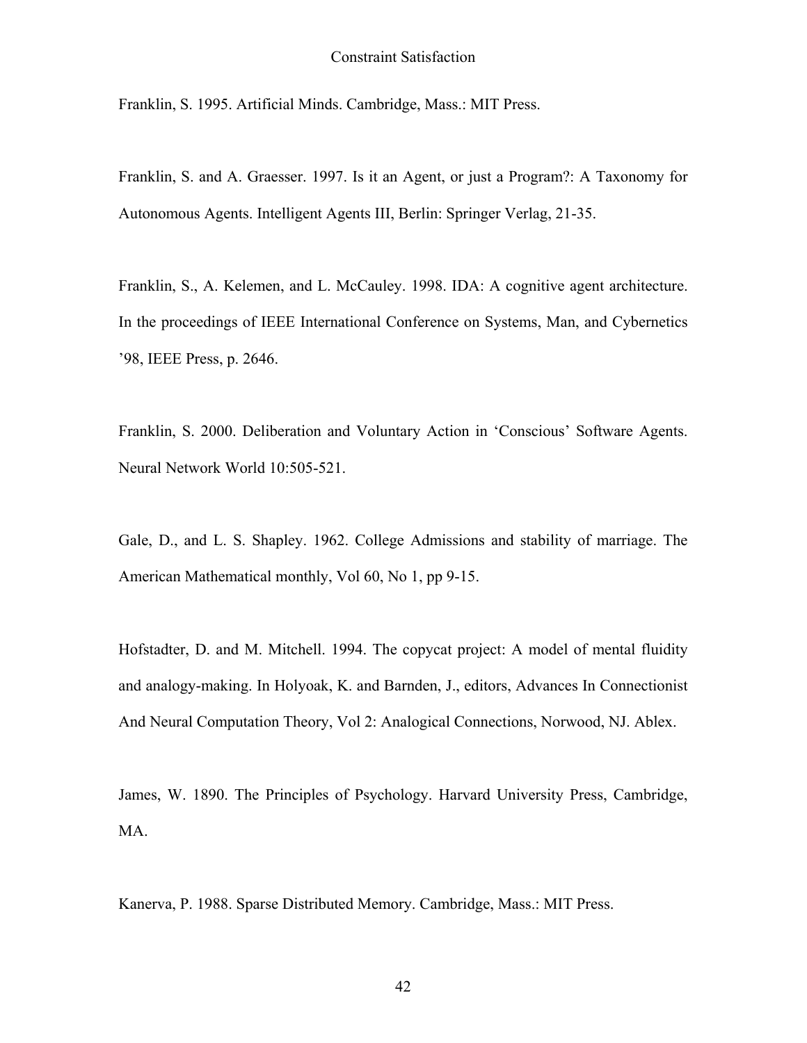Franklin, S. 1995. Artificial Minds. Cambridge, Mass.: MIT Press.

Franklin, S. and A. Graesser. 1997. Is it an Agent, or just a Program?: A Taxonomy for Autonomous Agents. Intelligent Agents III, Berlin: Springer Verlag, 21-35.

Franklin, S., A. Kelemen, and L. McCauley. 1998. IDA: A cognitive agent architecture. In the proceedings of IEEE International Conference on Systems, Man, and Cybernetics '98, IEEE Press, p. 2646.

Franklin, S. 2000. Deliberation and Voluntary Action in 'Conscious' Software Agents. Neural Network World 10:505-521.

Gale, D., and L. S. Shapley. 1962. College Admissions and stability of marriage. The American Mathematical monthly, Vol 60, No 1, pp 9-15.

Hofstadter, D. and M. Mitchell. 1994. The copycat project: A model of mental fluidity and analogy-making. In Holyoak, K. and Barnden, J., editors, Advances In Connectionist And Neural Computation Theory, Vol 2: Analogical Connections, Norwood, NJ. Ablex.

James, W. 1890. The Principles of Psychology. Harvard University Press, Cambridge, MA.

Kanerva, P. 1988. Sparse Distributed Memory. Cambridge, Mass.: MIT Press.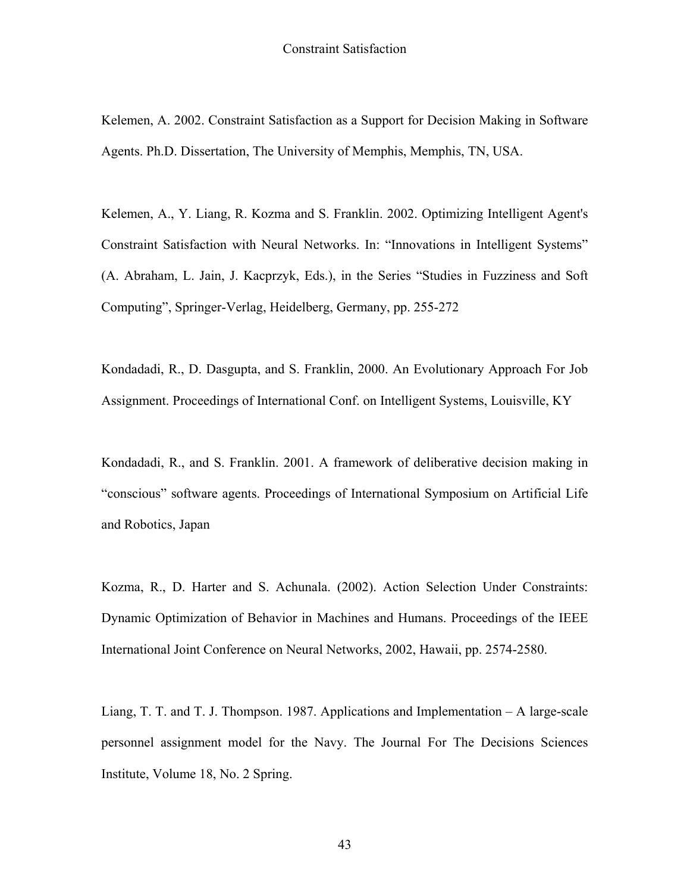Kelemen, A. 2002. Constraint Satisfaction as a Support for Decision Making in Software Agents. Ph.D. Dissertation, The University of Memphis, Memphis, TN, USA.

Kelemen, A., Y. Liang, R. Kozma and S. Franklin. 2002. Optimizing Intelligent Agent's Constraint Satisfaction with Neural Networks. In: "Innovations in Intelligent Systems" (A. Abraham, L. Jain, J. Kacprzyk, Eds.), in the Series "Studies in Fuzziness and Soft Computing", Springer-Verlag, Heidelberg, Germany, pp. 255-272

Kondadadi, R., D. Dasgupta, and S. Franklin, 2000. An Evolutionary Approach For Job Assignment. Proceedings of International Conf. on Intelligent Systems, Louisville, KY

Kondadadi, R., and S. Franklin. 2001. A framework of deliberative decision making in "conscious" software agents. Proceedings of International Symposium on Artificial Life and Robotics, Japan

Kozma, R., D. Harter and S. Achunala. (2002). Action Selection Under Constraints: Dynamic Optimization of Behavior in Machines and Humans. Proceedings of the IEEE International Joint Conference on Neural Networks, 2002, Hawaii, pp. 2574-2580.

Liang, T. T. and T. J. Thompson. 1987. Applications and Implementation – A large-scale personnel assignment model for the Navy. The Journal For The Decisions Sciences Institute, Volume 18, No. 2 Spring.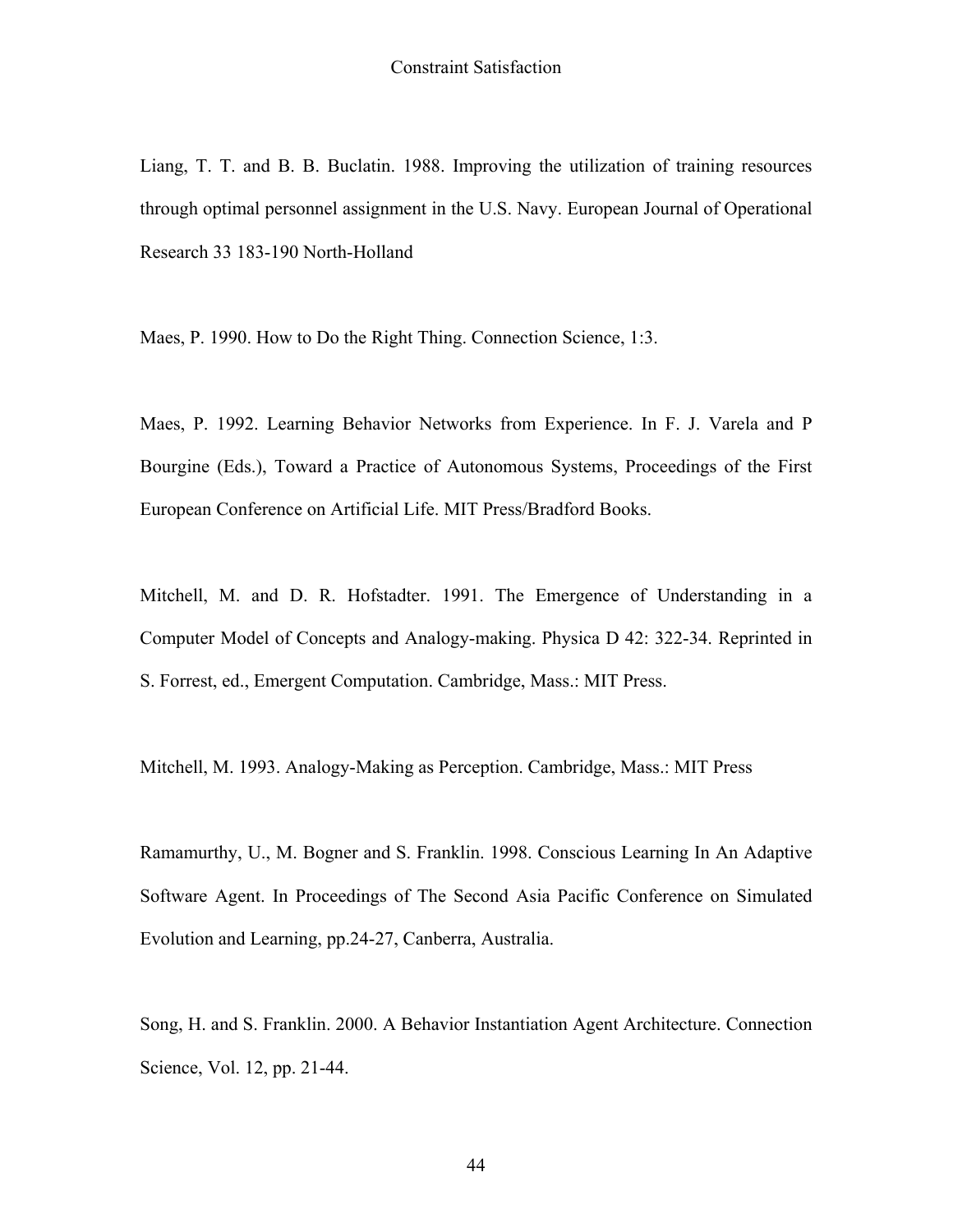Liang, T. T. and B. B. Buclatin. 1988. Improving the utilization of training resources through optimal personnel assignment in the U.S. Navy. European Journal of Operational Research 33 183-190 North-Holland

Maes, P. 1990. How to Do the Right Thing. Connection Science, 1:3.

Maes, P. 1992. Learning Behavior Networks from Experience. In F. J. Varela and P Bourgine (Eds.), Toward a Practice of Autonomous Systems, Proceedings of the First European Conference on Artificial Life. MIT Press/Bradford Books.

Mitchell, M. and D. R. Hofstadter. 1991. The Emergence of Understanding in a Computer Model of Concepts and Analogy-making. Physica D 42: 322-34. Reprinted in S. Forrest, ed., Emergent Computation. Cambridge, Mass.: MIT Press.

Mitchell, M. 1993. Analogy-Making as Perception. Cambridge, Mass.: MIT Press

Ramamurthy, U., M. Bogner and S. Franklin. 1998. Conscious Learning In An Adaptive Software Agent. In Proceedings of The Second Asia Pacific Conference on Simulated Evolution and Learning, pp.24-27, Canberra, Australia.

Song, H. and S. Franklin. 2000. A Behavior Instantiation Agent Architecture. Connection Science, Vol. 12, pp. 21-44.